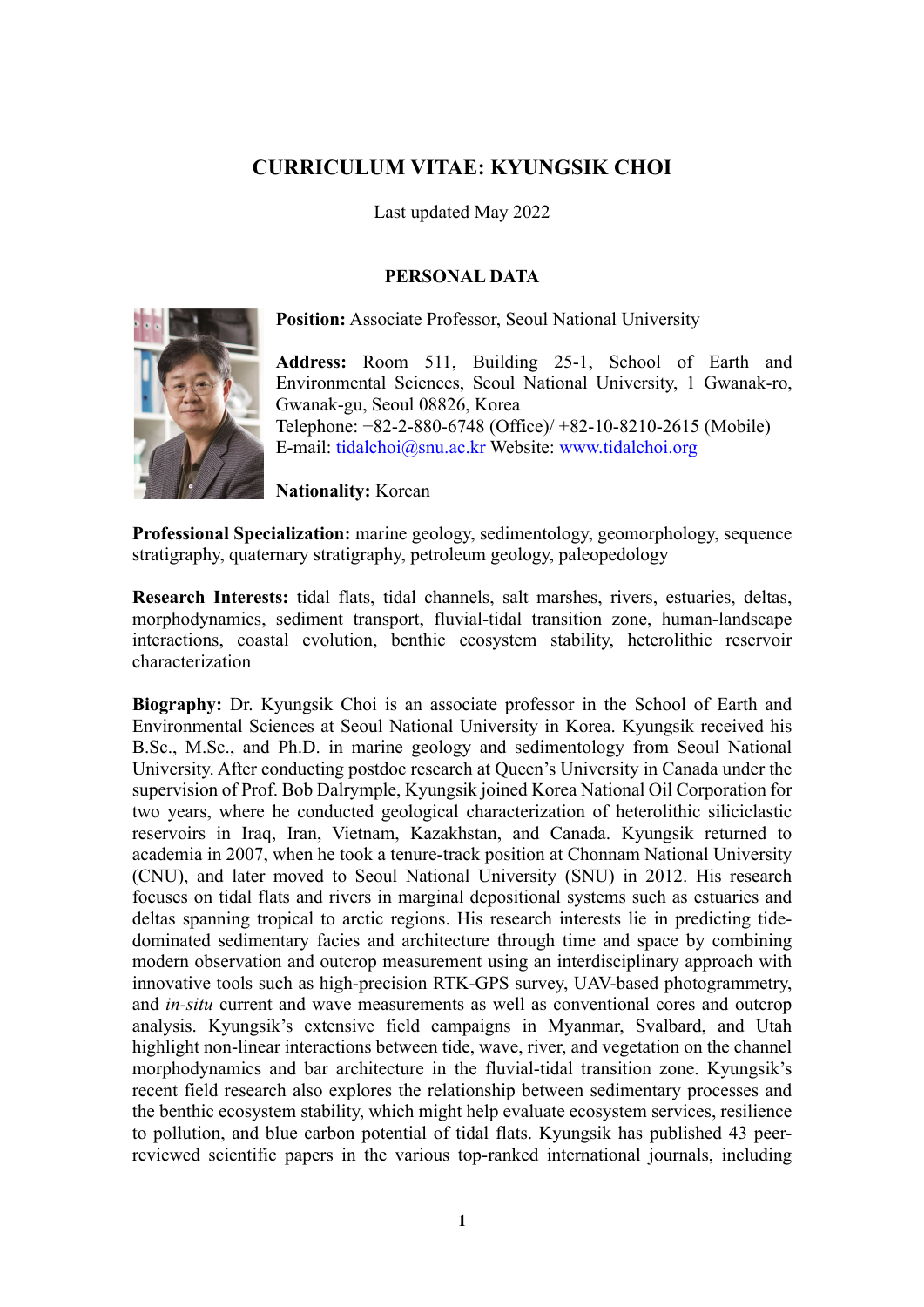# CURRICULUM VITAE: KYUNGSIK CHOI

Last updated May 2022

## PERSONAL DATA

**Position:** Associate Professor, Seoul National University

**Address:** Room 511, Building 25-1, School of Earth and Environmental Sciences, Seoul National University, 1 Gwanak-ro, Gwanak-gu, Seoul 08826, Korea
Telephone: +82-2-880-6748 (Office)/ +82-10-8210-2615 (Mobile)
E-mail: tidalchoi@snu.ac.kr Website: www.tidalchoi.org

**Nationality:** Korean

**Professional Specialization:** marine geology, sedimentology, geomorphology, sequence stratigraphy, quaternary stratigraphy, petroleum geology, paleopedology

**Research Interests:** tidal flats, tidal channels, salt marshes, rivers, estuaries, deltas, morphodynamics, sediment transport, fluvial-tidal transition zone, human-landscape interactions, coastal evolution, benthic ecosystem stability, heterolithic reservoir characterization

**Biography:** Dr. Kyungsik Choi is an associate professor in the School of Earth and Environmental Sciences at Seoul National University in Korea. Kyungsik received his B.Sc., M.Sc., and Ph.D. in marine geology and sedimentology from Seoul National University. After conducting postdoc research at Queen's University in Canada under the supervision of Prof. Bob Dalrymple, Kyungsik joined Korea National Oil Corporation for two years, where he conducted geological characterization of heterolithic siliciclastic reservoirs in Iraq, Iran, Vietnam, Kazakhstan, and Canada. Kyungsik returned to academia in 2007, when he took a tenure-track position at Chonnam National University (CNU), and later moved to Seoul National University (SNU) in 2012. His research focuses on tidal flats and rivers in marginal depositional systems such as estuaries and deltas spanning tropical to arctic regions. His research interests lie in predicting tide-dominated sedimentary facies and architecture through time and space by combining modern observation and outcrop measurement using an interdisciplinary approach with innovative tools such as high-precision RTK-GPS survey, UAV-based photogrammetry, and *in-situ* current and wave measurements as well as conventional cores and outcrop analysis. Kyungsik's extensive field campaigns in Myanmar, Svalbard, and Utah highlight non-linear interactions between tide, wave, river, and vegetation on the channel morphodynamics and bar architecture in the fluvial-tidal transition zone. Kyungsik's recent field research also explores the relationship between sedimentary processes and the benthic ecosystem stability, which might help evaluate ecosystem services, resilience to pollution, and blue carbon potential of tidal flats. Kyungsik has published 43 peer-reviewed scientific papers in the various top-ranked international journals, including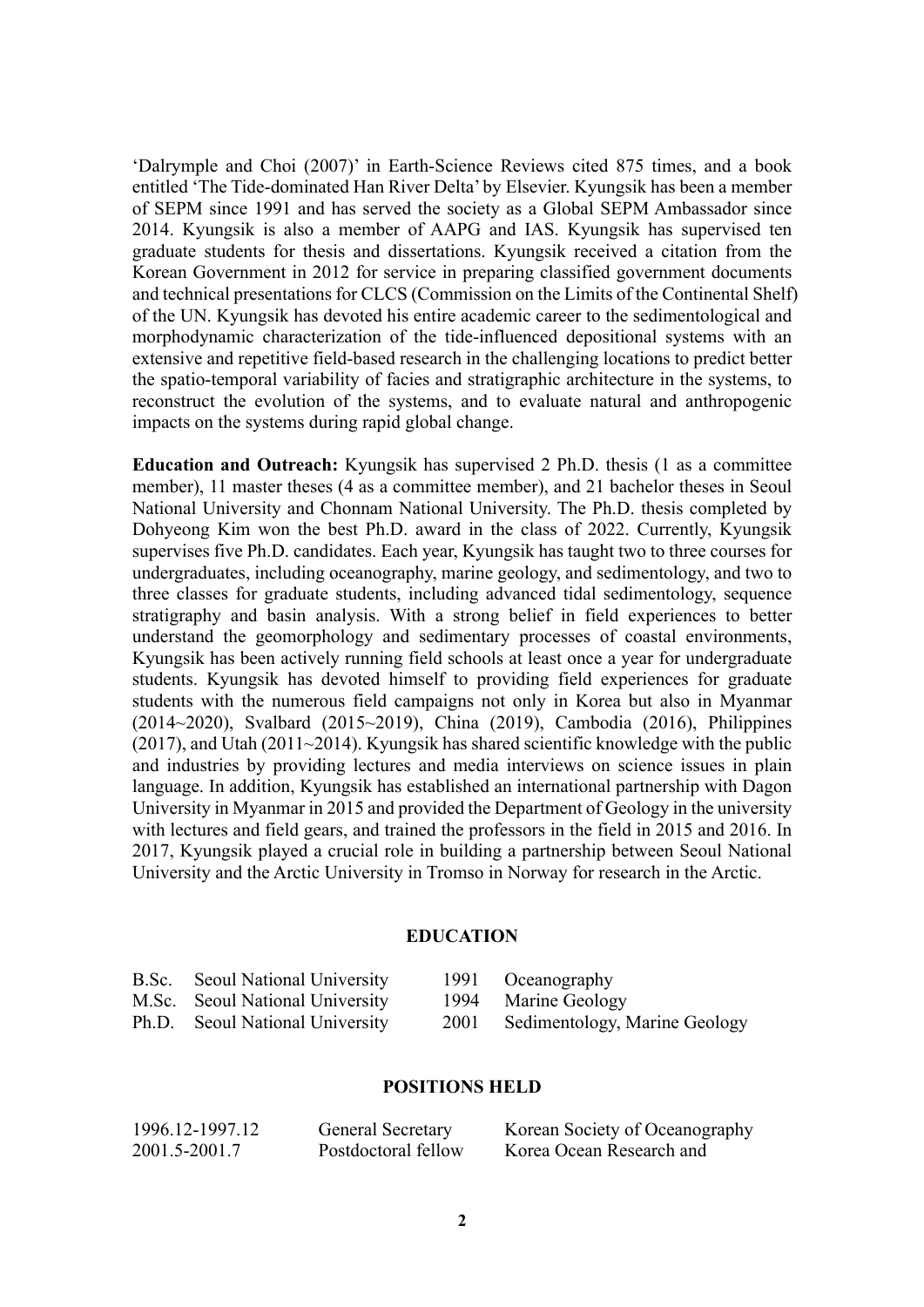'Dalrymple and Choi (2007)' in Earth-Science Reviews cited 875 times, and a book entitled 'The Tide-dominated Han River Delta' by Elsevier. Kyungsik has been a member of SEPM since 1991 and has served the society as a Global SEPM Ambassador since 2014. Kyungsik is also a member of AAPG and IAS. Kyungsik has supervised ten graduate students for thesis and dissertations. Kyungsik received a citation from the Korean Government in 2012 for service in preparing classified government documents and technical presentations for CLCS (Commission on the Limits of the Continental Shelf) of the UN. Kyungsik has devoted his entire academic career to the sedimentological and morphodynamic characterization of the tide-influenced depositional systems with an extensive and repetitive field-based research in the challenging locations to predict better the spatio-temporal variability of facies and stratigraphic architecture in the systems, to reconstruct the evolution of the systems, and to evaluate natural and anthropogenic impacts on the systems during rapid global change.

**Education and Outreach:** Kyungsik has supervised 2 Ph.D. thesis (1 as a committee member), 11 master theses (4 as a committee member), and 21 bachelor theses in Seoul National University and Chonnam National University. The Ph.D. thesis completed by Dohyeong Kim won the best Ph.D. award in the class of 2022. Currently, Kyungsik supervises five Ph.D. candidates. Each year, Kyungsik has taught two to three courses for undergraduates, including oceanography, marine geology, and sedimentology, and two to three classes for graduate students, including advanced tidal sedimentology, sequence stratigraphy and basin analysis. With a strong belief in field experiences to better understand the geomorphology and sedimentary processes of coastal environments, Kyungsik has been actively running field schools at least once a year for undergraduate students. Kyungsik has devoted himself to providing field experiences for graduate students with the numerous field campaigns not only in Korea but also in Myanmar (2014~2020), Svalbard (2015~2019), China (2019), Cambodia (2016), Philippines (2017), and Utah (2011~2014). Kyungsik has shared scientific knowledge with the public and industries by providing lectures and media interviews on science issues in plain language. In addition, Kyungsik has established an international partnership with Dagon University in Myanmar in 2015 and provided the Department of Geology in the university with lectures and field gears, and trained the professors in the field in 2015 and 2016. In 2017, Kyungsik played a crucial role in building a partnership between Seoul National University and the Arctic University in Tromso in Norway for research in the Arctic.

## EDUCATION

| | | | |
|---|---|---|---|
| B.Sc. | Seoul National University | 1991 | Oceanography |
| M.Sc. | Seoul National University | 1994 | Marine Geology |
| Ph.D. | Seoul National University | 2001 | Sedimentology, Marine Geology |

## POSITIONS HELD

| | | |
|---|---|---|
| 1996.12-1997.12 | General Secretary | Korean Society of Oceanography |
| 2001.5-2001.7 | Postdoctoral fellow | Korea Ocean Research and |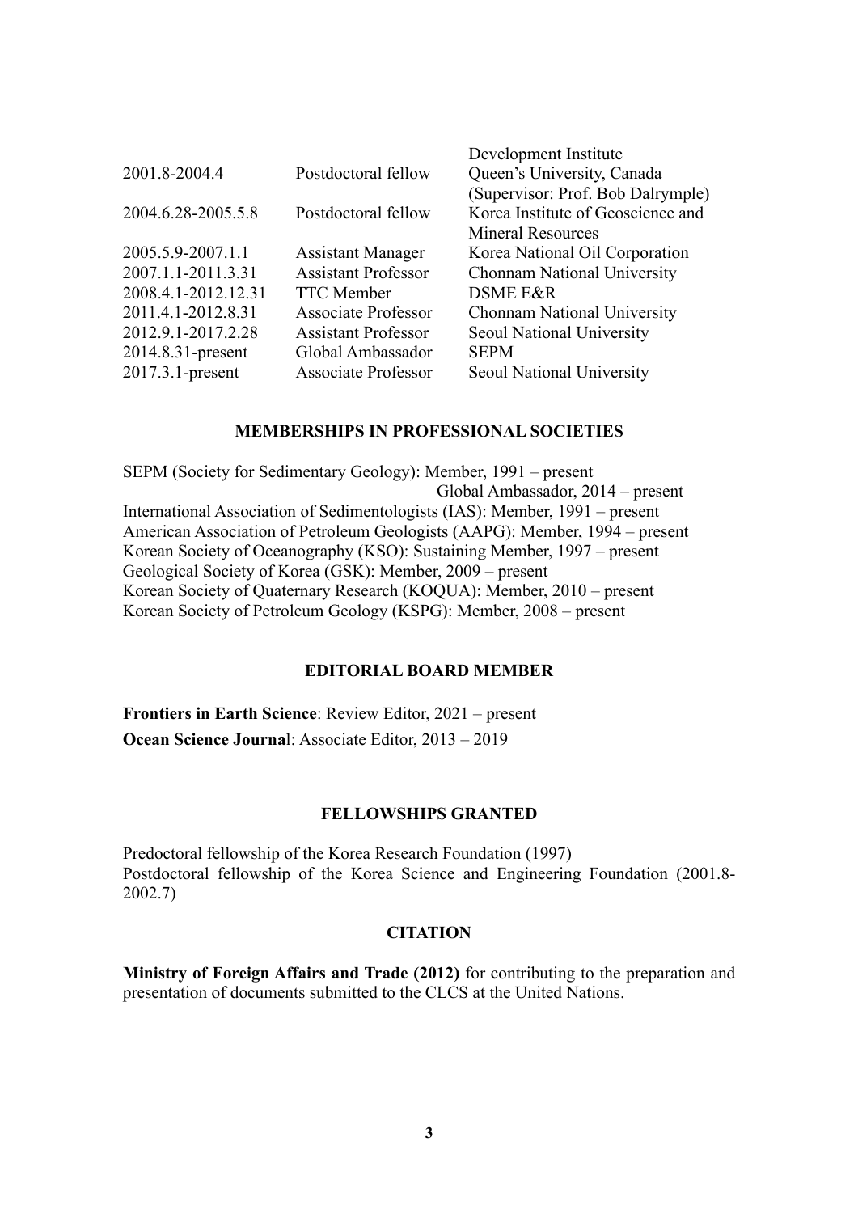| | | |
|---|---|---|
| | | Development Institute |
| 2001.8-2004.4 | Postdoctoral fellow | Queen's University, Canada (Supervisor: Prof. Bob Dalrymple) |
| 2004.6.28-2005.5.8 | Postdoctoral fellow | Korea Institute of Geoscience and Mineral Resources |
| 2005.5.9-2007.1.1 | Assistant Manager | Korea National Oil Corporation |
| 2007.1.1-2011.3.31 | Assistant Professor | Chonnam National University |
| 2008.4.1-2012.12.31 | TTC Member | DSME E&R |
| 2011.4.1-2012.8.31 | Associate Professor | Chonnam National University |
| 2012.9.1-2017.2.28 | Assistant Professor | Seoul National University |
| 2014.8.31-present | Global Ambassador | SEPM |
| 2017.3.1-present | Associate Professor | Seoul National University |

## MEMBERSHIPS IN PROFESSIONAL SOCIETIES

SEPM (Society for Sedimentary Geology): Member, 1991 – present
Global Ambassador, 2014 – present
International Association of Sedimentologists (IAS): Member, 1991 – present
American Association of Petroleum Geologists (AAPG): Member, 1994 – present
Korean Society of Oceanography (KSO): Sustaining Member, 1997 – present
Geological Society of Korea (GSK): Member, 2009 – present
Korean Society of Quaternary Research (KOQUA): Member, 2010 – present
Korean Society of Petroleum Geology (KSPG): Member, 2008 – present

## EDITORIAL BOARD MEMBER

**Frontiers in Earth Science**: Review Editor, 2021 – present

**Ocean Science Journa**l: Associate Editor, 2013 – 2019

## FELLOWSHIPS GRANTED

Predoctoral fellowship of the Korea Research Foundation (1997)
Postdoctoral fellowship of the Korea Science and Engineering Foundation (2001.8-2002.7)

## CITATION

**Ministry of Foreign Affairs and Trade (2012)** for contributing to the preparation and presentation of documents submitted to the CLCS at the United Nations.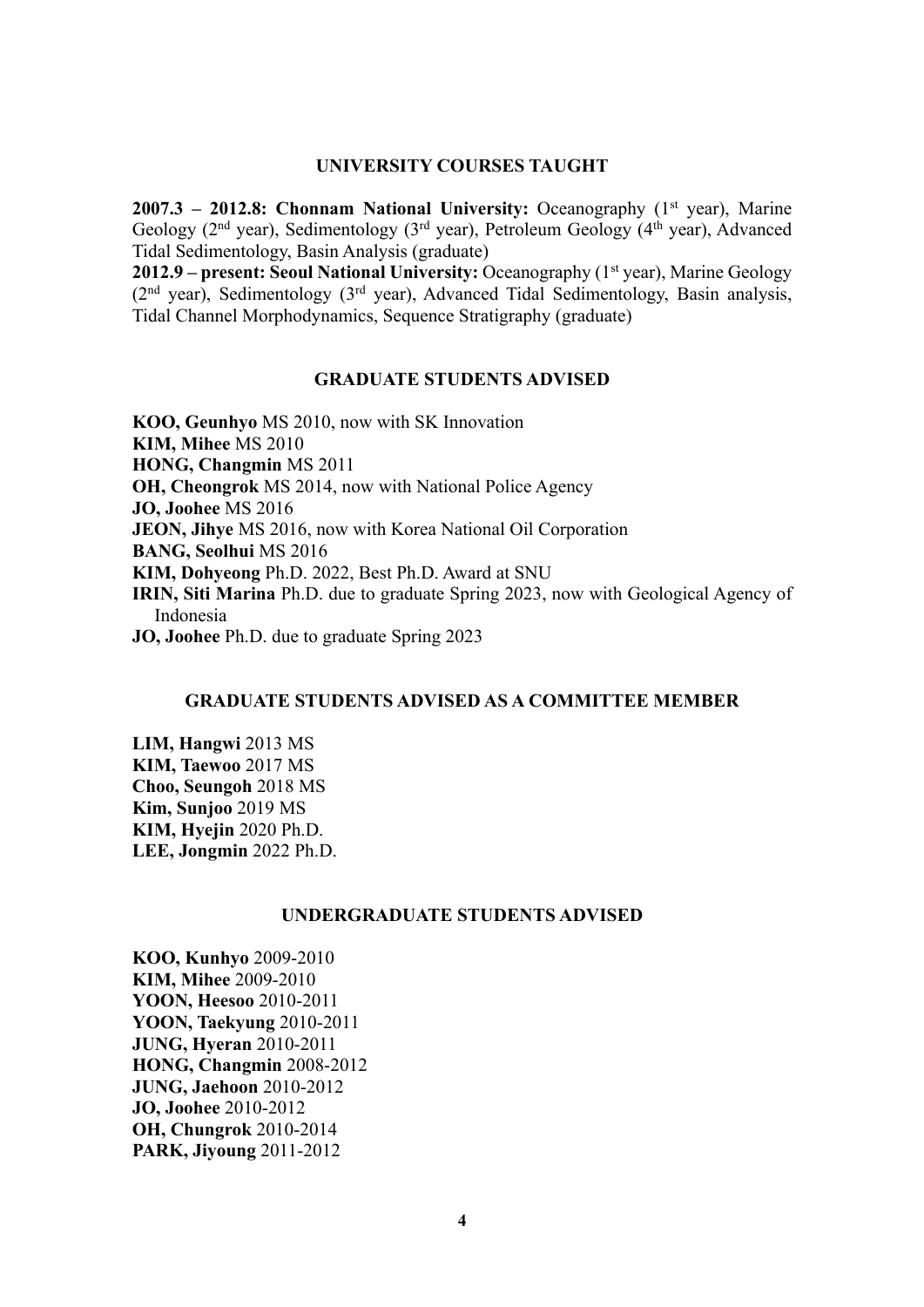## UNIVERSITY COURSES TAUGHT

**2007.3 – 2012.8: Chonnam National University:** Oceanography (1st year), Marine Geology (2nd year), Sedimentology (3rd year), Petroleum Geology (4th year), Advanced Tidal Sedimentology, Basin Analysis (graduate)

**2012.9 – present: Seoul National University:** Oceanography (1st year), Marine Geology (2nd year), Sedimentology (3rd year), Advanced Tidal Sedimentology, Basin analysis, Tidal Channel Morphodynamics, Sequence Stratigraphy (graduate)

## GRADUATE STUDENTS ADVISED

**KOO, Geunhyo** MS 2010, now with SK Innovation
**KIM, Mihee** MS 2010
**HONG, Changmin** MS 2011
**OH, Cheongrok** MS 2014, now with National Police Agency
**JO, Joohee** MS 2016
**JEON, Jihye** MS 2016, now with Korea National Oil Corporation
**BANG, Seolhui** MS 2016
**KIM, Dohyeong** Ph.D. 2022, Best Ph.D. Award at SNU
**IRIN, Siti Marina** Ph.D. due to graduate Spring 2023, now with Geological Agency of Indonesia
**JO, Joohee** Ph.D. due to graduate Spring 2023

## GRADUATE STUDENTS ADVISED AS A COMMITTEE MEMBER

**LIM, Hangwi** 2013 MS
**KIM, Taewoo** 2017 MS
**Choo, Seungoh** 2018 MS
**Kim, Sunjoo** 2019 MS
**KIM, Hyejin** 2020 Ph.D.
**LEE, Jongmin** 2022 Ph.D.

## UNDERGRADUATE STUDENTS ADVISED

**KOO, Kunhyo** 2009-2010
**KIM, Mihee** 2009-2010
**YOON, Heesoo** 2010-2011
**YOON, Taekyung** 2010-2011
**JUNG, Hyeran** 2010-2011
**HONG, Changmin** 2008-2012
**JUNG, Jaehoon** 2010-2012
**JO, Joohee** 2010-2012
**OH, Chungrok** 2010-2014
**PARK, Jiyoung** 2011-2012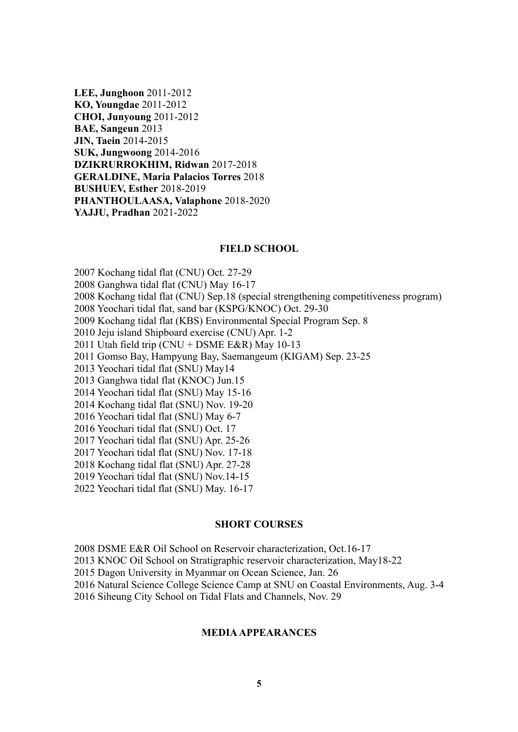**LEE, Junghoon** 2011-2012
**KO, Youngdae** 2011-2012
**CHOI, Junyoung** 2011-2012
**BAE, Sangeun** 2013
**JIN, Taein** 2014-2015
**SUK, Jungwoong** 2014-2016
**DZIKRURROKHIM, Ridwan** 2017-2018
**GERALDINE, Maria Palacios Torres** 2018
**BUSHUEV, Esther** 2018-2019
**PHANTHOULAASA, Valaphone** 2018-2020
**YAJJU, Pradhan** 2021-2022

## FIELD SCHOOL

2007 Kochang tidal flat (CNU) Oct. 27-29
2008 Ganghwa tidal flat (CNU) May 16-17
2008 Kochang tidal flat (CNU) Sep.18 (special strengthening competitiveness program)
2008 Yeochari tidal flat, sand bar (KSPG/KNOC) Oct. 29-30
2009 Kochang tidal flat (KBS) Environmental Special Program Sep. 8
2010 Jeju island Shipboard exercise (CNU) Apr. 1-2
2011 Utah field trip (CNU + DSME E&R) May 10-13
2011 Gomso Bay, Hampyung Bay, Saemangeum (KIGAM) Sep. 23-25
2013 Yeochari tidal flat (SNU) May14
2013 Ganghwa tidal flat (KNOC) Jun.15
2014 Yeochari tidal flat (SNU) May 15-16
2014 Kochang tidal flat (SNU) Nov. 19-20
2016 Yeochari tidal flat (SNU) May 6-7
2016 Yeochari tidal flat (SNU) Oct. 17
2017 Yeochari tidal flat (SNU) Apr. 25-26
2017 Yeochari tidal flat (SNU) Nov. 17-18
2018 Kochang tidal flat (SNU) Apr. 27-28
2019 Yeochari tidal flat (SNU) Nov.14-15
2022 Yeochari tidal flat (SNU) May. 16-17

## SHORT COURSES

2008 DSME E&R Oil School on Reservoir characterization, Oct.16-17
2013 KNOC Oil School on Stratigraphic reservoir characterization, May18-22
2015 Dagon University in Myanmar on Ocean Science, Jan. 26
2016 Natural Science College Science Camp at SNU on Coastal Environments, Aug. 3-4
2016 Siheung City School on Tidal Flats and Channels, Nov. 29

## MEDIA APPEARANCES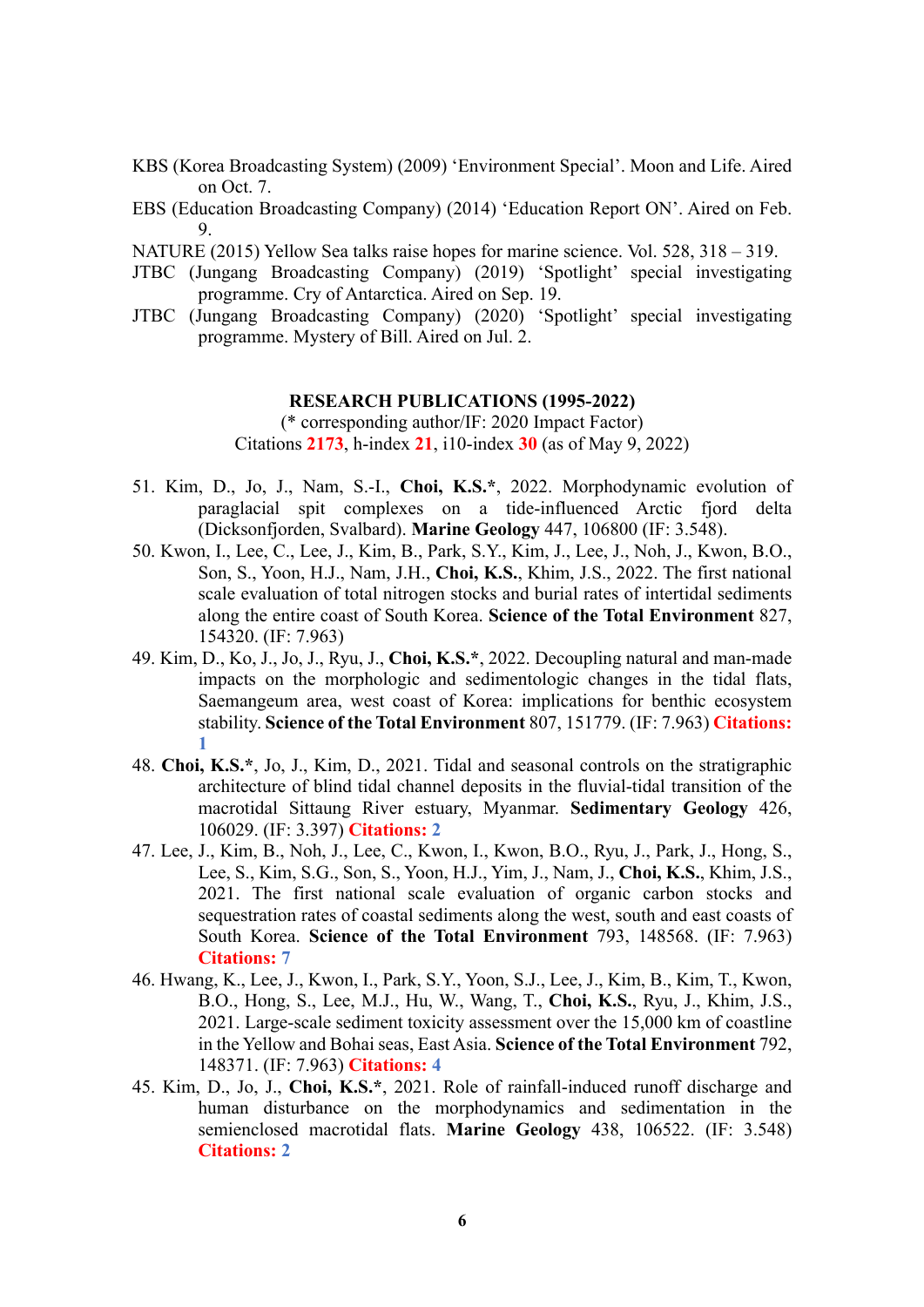KBS (Korea Broadcasting System) (2009) 'Environment Special'. Moon and Life. Aired on Oct. 7.

EBS (Education Broadcasting Company) (2014) 'Education Report ON'. Aired on Feb. 9.

NATURE (2015) Yellow Sea talks raise hopes for marine science. Vol. 528, 318 – 319.

JTBC (Jungang Broadcasting Company) (2019) 'Spotlight' special investigating programme. Cry of Antarctica. Aired on Sep. 19.

JTBC (Jungang Broadcasting Company) (2020) 'Spotlight' special investigating programme. Mystery of Bill. Aired on Jul. 2.

## RESEARCH PUBLICATIONS (1995-2022)

(* corresponding author/IF: 2020 Impact Factor)

Citations **2173**, h-index **21**, i10-index **30** (as of May 9, 2022)

51. Kim, D., Jo, J., Nam, S.-I., **Choi, K.S.***, 2022. Morphodynamic evolution of paraglacial spit complexes on a tide-influenced Arctic fjord delta (Dicksonfjorden, Svalbard). **Marine Geology** 447, 106800 (IF: 3.548).
50. Kwon, I., Lee, C., Lee, J., Kim, B., Park, S.Y., Kim, J., Lee, J., Noh, J., Kwon, B.O., Son, S., Yoon, H.J., Nam, J.H., **Choi, K.S.**, Khim, J.S., 2022. The first national scale evaluation of total nitrogen stocks and burial rates of intertidal sediments along the entire coast of South Korea. **Science of the Total Environment** 827, 154320. (IF: 7.963)
49. Kim, D., Ko, J., Jo, J., Ryu, J., **Choi, K.S.***, 2022. Decoupling natural and man-made impacts on the morphologic and sedimentologic changes in the tidal flats, Saemangeum area, west coast of Korea: implications for benthic ecosystem stability. **Science of the Total Environment** 807, 151779. (IF: 7.963) **Citations: 1**
48. **Choi, K.S.***, Jo, J., Kim, D., 2021. Tidal and seasonal controls on the stratigraphic architecture of blind tidal channel deposits in the fluvial-tidal transition of the macrotidal Sittaung River estuary, Myanmar. **Sedimentary Geology** 426, 106029. (IF: 3.397) **Citations: 2**
47. Lee, J., Kim, B., Noh, J., Lee, C., Kwon, I., Kwon, B.O., Ryu, J., Park, J., Hong, S., Lee, S., Kim, S.G., Son, S., Yoon, H.J., Yim, J., Nam, J., **Choi, K.S.**, Khim, J.S., 2021. The first national scale evaluation of organic carbon stocks and sequestration rates of coastal sediments along the west, south and east coasts of South Korea. **Science of the Total Environment** 793, 148568. (IF: 7.963) **Citations: 7**
46. Hwang, K., Lee, J., Kwon, I., Park, S.Y., Yoon, S.J., Lee, J., Kim, B., Kim, T., Kwon, B.O., Hong, S., Lee, M.J., Hu, W., Wang, T., **Choi, K.S.**, Ryu, J., Khim, J.S., 2021. Large-scale sediment toxicity assessment over the 15,000 km of coastline in the Yellow and Bohai seas, East Asia. **Science of the Total Environment** 792, 148371. (IF: 7.963) **Citations: 4**
45. Kim, D., Jo, J., **Choi, K.S.***, 2021. Role of rainfall-induced runoff discharge and human disturbance on the morphodynamics and sedimentation in the semienclosed macrotidal flats. **Marine Geology** 438, 106522. (IF: 3.548) **Citations: 2**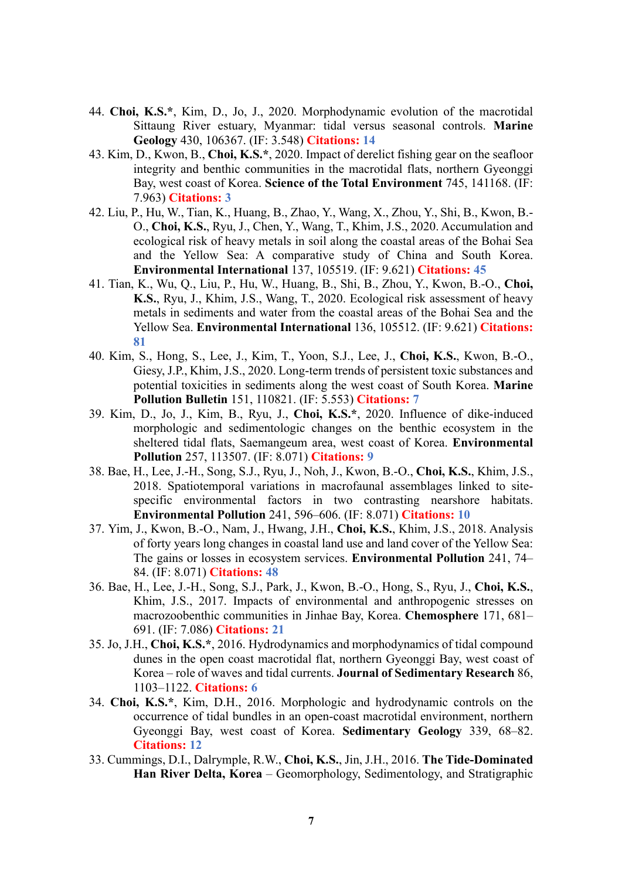44. **Choi, K.S.***, Kim, D., Jo, J., 2020. Morphodynamic evolution of the macrotidal Sittaung River estuary, Myanmar: tidal versus seasonal controls. **Marine Geology** 430, 106367. (IF: 3.548) **Citations: 14**

43. Kim, D., Kwon, B., **Choi, K.S.***, 2020. Impact of derelict fishing gear on the seafloor integrity and benthic communities in the macrotidal flats, northern Gyeonggi Bay, west coast of Korea. **Science of the Total Environment** 745, 141168. (IF: 7.963) **Citations: 3**

42. Liu, P., Hu, W., Tian, K., Huang, B., Zhao, Y., Wang, X., Zhou, Y., Shi, B., Kwon, B.-O., **Choi, K.S.**, Ryu, J., Chen, Y., Wang, T., Khim, J.S., 2020. Accumulation and ecological risk of heavy metals in soil along the coastal areas of the Bohai Sea and the Yellow Sea: A comparative study of China and South Korea. **Environmental International** 137, 105519. (IF: 9.621) **Citations: 45**

41. Tian, K., Wu, Q., Liu, P., Hu, W., Huang, B., Shi, B., Zhou, Y., Kwon, B.-O., **Choi, K.S.**, Ryu, J., Khim, J.S., Wang, T., 2020. Ecological risk assessment of heavy metals in sediments and water from the coastal areas of the Bohai Sea and the Yellow Sea. **Environmental International** 136, 105512. (IF: 9.621) **Citations: 81**

40. Kim, S., Hong, S., Lee, J., Kim, T., Yoon, S.J., Lee, J., **Choi, K.S.**, Kwon, B.-O., Giesy, J.P., Khim, J.S., 2020. Long-term trends of persistent toxic substances and potential toxicities in sediments along the west coast of South Korea. **Marine Pollution Bulletin** 151, 110821. (IF: 5.553) **Citations: 7**

39. Kim, D., Jo, J., Kim, B., Ryu, J., **Choi, K.S.***, 2020. Influence of dike-induced morphologic and sedimentologic changes on the benthic ecosystem in the sheltered tidal flats, Saemangeum area, west coast of Korea. **Environmental Pollution** 257, 113507. (IF: 8.071) **Citations: 9**

38. Bae, H., Lee, J.-H., Song, S.J., Ryu, J., Noh, J., Kwon, B.-O., **Choi, K.S.**, Khim, J.S., 2018. Spatiotemporal variations in macrofaunal assemblages linked to site-specific environmental factors in two contrasting nearshore habitats. **Environmental Pollution** 241, 596–606. (IF: 8.071) **Citations: 10**

37. Yim, J., Kwon, B.-O., Nam, J., Hwang, J.H., **Choi, K.S.**, Khim, J.S., 2018. Analysis of forty years long changes in coastal land use and land cover of the Yellow Sea: The gains or losses in ecosystem services. **Environmental Pollution** 241, 74–84. (IF: 8.071) **Citations: 48**

36. Bae, H., Lee, J.-H., Song, S.J., Park, J., Kwon, B.-O., Hong, S., Ryu, J., **Choi, K.S.**, Khim, J.S., 2017. Impacts of environmental and anthropogenic stresses on macrozoobenthic communities in Jinhae Bay, Korea. **Chemosphere** 171, 681–691. (IF: 7.086) **Citations: 21**

35. Jo, J.H., **Choi, K.S.***, 2016. Hydrodynamics and morphodynamics of tidal compound dunes in the open coast macrotidal flat, northern Gyeonggi Bay, west coast of Korea – role of waves and tidal currents. **Journal of Sedimentary Research** 86, 1103–1122. **Citations: 6**

34. **Choi, K.S.***, Kim, D.H., 2016. Morphologic and hydrodynamic controls on the occurrence of tidal bundles in an open-coast macrotidal environment, northern Gyeonggi Bay, west coast of Korea. **Sedimentary Geology** 339, 68–82. **Citations: 12**

33. Cummings, D.I., Dalrymple, R.W., **Choi, K.S.**, Jin, J.H., 2016. **The Tide-Dominated Han River Delta, Korea** – Geomorphology, Sedimentology, and Stratigraphic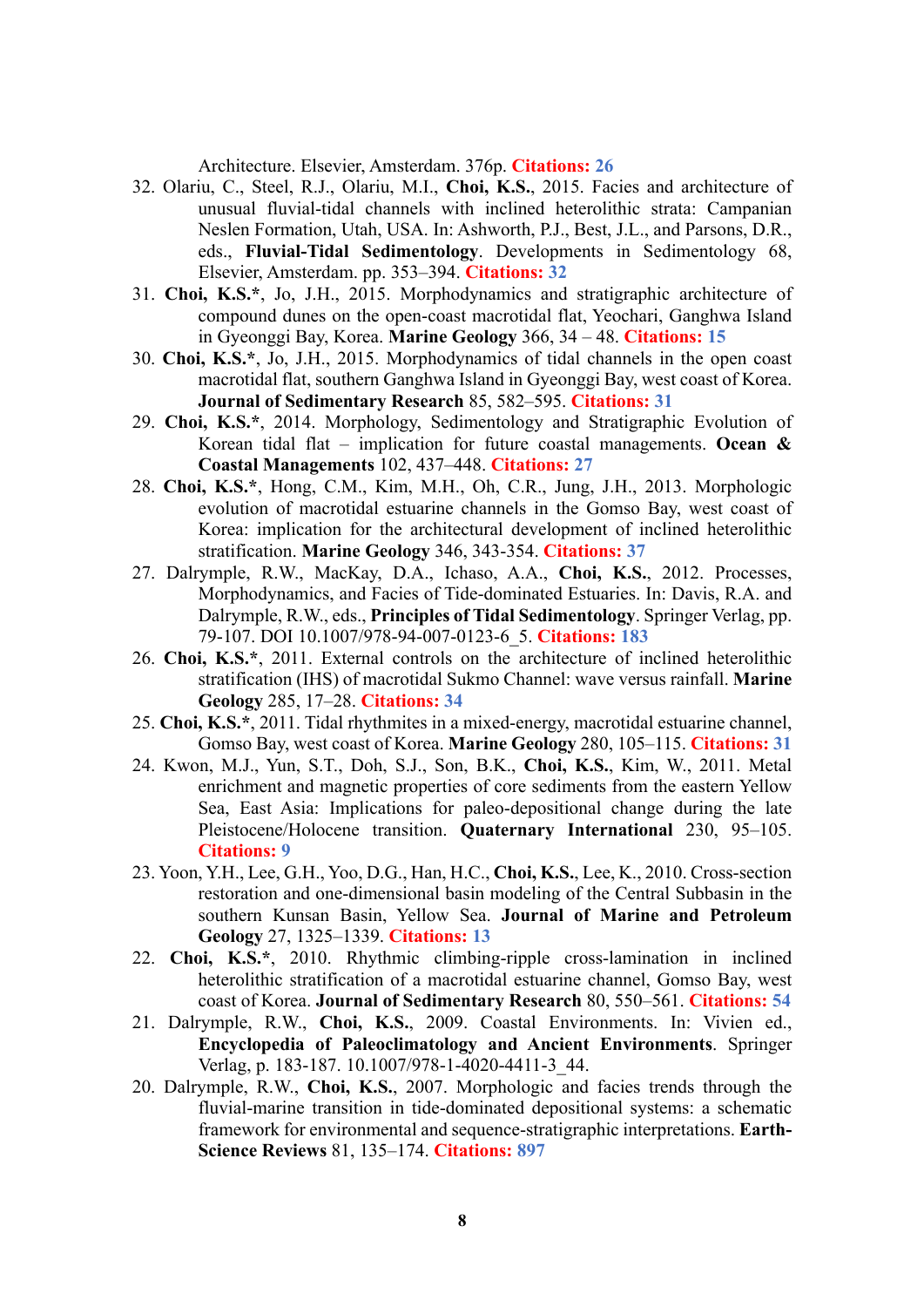Architecture. Elsevier, Amsterdam. 376p. **Citations: 26**

32. Olariu, C., Steel, R.J., Olariu, M.I., **Choi, K.S.**, 2015. Facies and architecture of unusual fluvial-tidal channels with inclined heterolithic strata: Campanian Neslen Formation, Utah, USA. In: Ashworth, P.J., Best, J.L., and Parsons, D.R., eds., **Fluvial-Tidal Sedimentology**. Developments in Sedimentology 68, Elsevier, Amsterdam. pp. 353–394. **Citations: 32**
31. **Choi, K.S.***, Jo, J.H., 2015. Morphodynamics and stratigraphic architecture of compound dunes on the open-coast macrotidal flat, Yeochari, Ganghwa Island in Gyeonggi Bay, Korea. **Marine Geology** 366, 34 – 48. **Citations: 15**
30. **Choi, K.S.***, Jo, J.H., 2015. Morphodynamics of tidal channels in the open coast macrotidal flat, southern Ganghwa Island in Gyeonggi Bay, west coast of Korea. **Journal of Sedimentary Research** 85, 582–595. **Citations: 31**
29. **Choi, K.S.***, 2014. Morphology, Sedimentology and Stratigraphic Evolution of Korean tidal flat – implication for future coastal managements. **Ocean & Coastal Managements** 102, 437–448. **Citations: 27**
28. **Choi, K.S.***, Hong, C.M., Kim, M.H., Oh, C.R., Jung, J.H., 2013. Morphologic evolution of macrotidal estuarine channels in the Gomso Bay, west coast of Korea: implication for the architectural development of inclined heterolithic stratification. **Marine Geology** 346, 343-354. **Citations: 37**
27. Dalrymple, R.W., MacKay, D.A., Ichaso, A.A., **Choi, K.S.**, 2012. Processes, Morphodynamics, and Facies of Tide-dominated Estuaries. In: Davis, R.A. and Dalrymple, R.W., eds., **Principles of Tidal Sedimentology**. Springer Verlag, pp. 79-107. DOI 10.1007/978-94-007-0123-6_5. **Citations: 183**
26. **Choi, K.S.***, 2011. External controls on the architecture of inclined heterolithic stratification (IHS) of macrotidal Sukmo Channel: wave versus rainfall. **Marine Geology** 285, 17–28. **Citations: 34**
25. **Choi, K.S.***, 2011. Tidal rhythmites in a mixed-energy, macrotidal estuarine channel, Gomso Bay, west coast of Korea. **Marine Geology** 280, 105–115. **Citations: 31**
24. Kwon, M.J., Yun, S.T., Doh, S.J., Son, B.K., **Choi, K.S.**, Kim, W., 2011. Metal enrichment and magnetic properties of core sediments from the eastern Yellow Sea, East Asia: Implications for paleo-depositional change during the late Pleistocene/Holocene transition. **Quaternary International** 230, 95–105. **Citations: 9**
23. Yoon, Y.H., Lee, G.H., Yoo, D.G., Han, H.C., **Choi, K.S.**, Lee, K., 2010. Cross-section restoration and one-dimensional basin modeling of the Central Subbasin in the southern Kunsan Basin, Yellow Sea. **Journal of Marine and Petroleum Geology** 27, 1325–1339. **Citations: 13**
22. **Choi, K.S.***, 2010. Rhythmic climbing-ripple cross-lamination in inclined heterolithic stratification of a macrotidal estuarine channel, Gomso Bay, west coast of Korea. **Journal of Sedimentary Research** 80, 550–561. **Citations: 54**
21. Dalrymple, R.W., **Choi, K.S.**, 2009. Coastal Environments. In: Vivien ed., **Encyclopedia of Paleoclimatology and Ancient Environments**. Springer Verlag, p. 183-187. 10.1007/978-1-4020-4411-3_44.
20. Dalrymple, R.W., **Choi, K.S.**, 2007. Morphologic and facies trends through the fluvial-marine transition in tide-dominated depositional systems: a schematic framework for environmental and sequence-stratigraphic interpretations. **Earth-Science Reviews** 81, 135–174. **Citations: 897**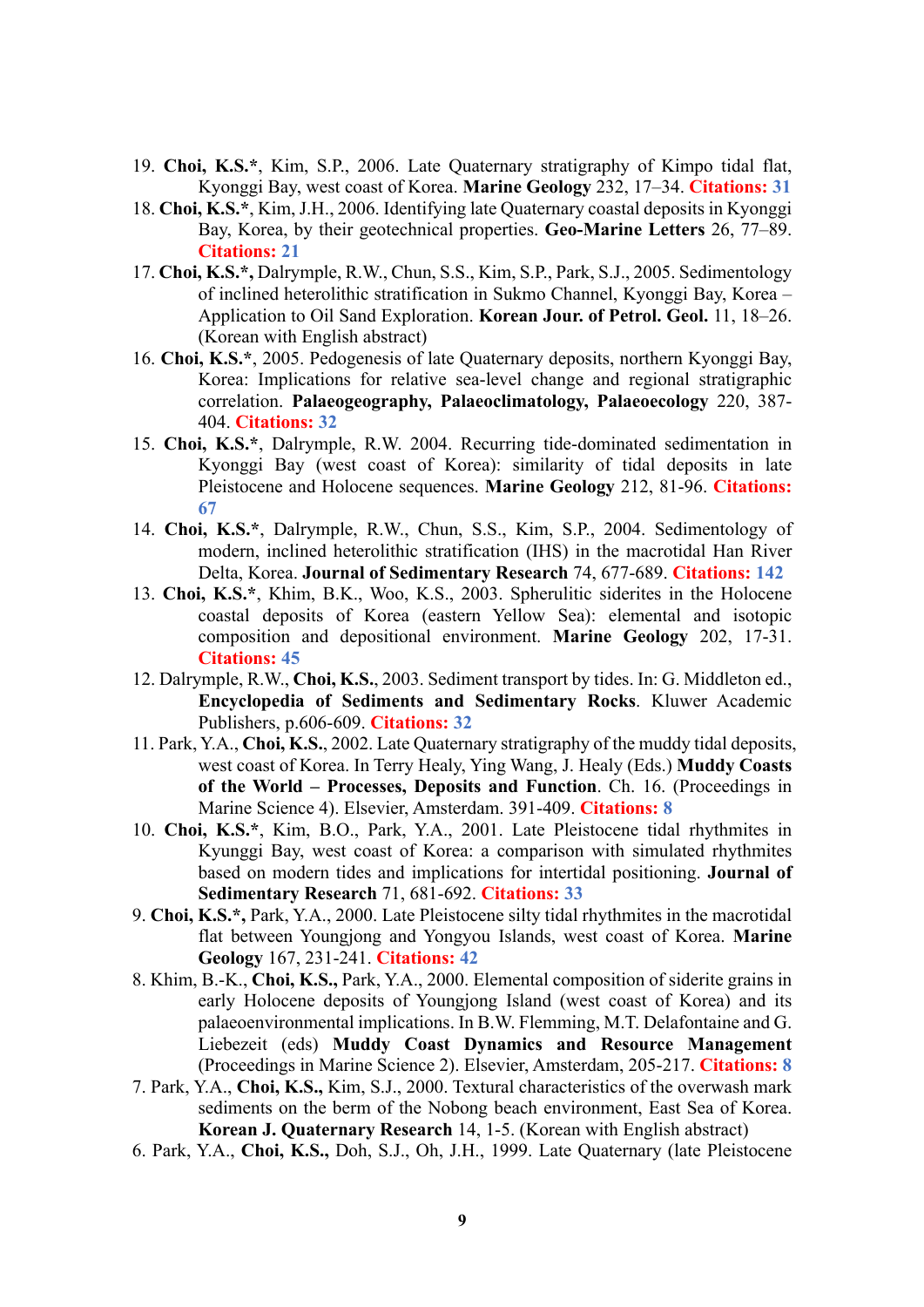19. **Choi, K.S.***, Kim, S.P., 2006. Late Quaternary stratigraphy of Kimpo tidal flat, Kyonggi Bay, west coast of Korea. **Marine Geology** 232, 17–34. **Citations: 31**

18. **Choi, K.S.***, Kim, J.H., 2006. Identifying late Quaternary coastal deposits in Kyonggi Bay, Korea, by their geotechnical properties. **Geo-Marine Letters** 26, 77–89. **Citations: 21**

17. **Choi, K.S.*,** Dalrymple, R.W., Chun, S.S., Kim, S.P., Park, S.J., 2005. Sedimentology of inclined heterolithic stratification in Sukmo Channel, Kyonggi Bay, Korea – Application to Oil Sand Exploration. **Korean Jour. of Petrol. Geol.** 11, 18–26. (Korean with English abstract)

16. **Choi, K.S.***, 2005. Pedogenesis of late Quaternary deposits, northern Kyonggi Bay, Korea: Implications for relative sea-level change and regional stratigraphic correlation. **Palaeogeography, Palaeoclimatology, Palaeoecology** 220, 387-404. **Citations: 32**

15. **Choi, K.S.***, Dalrymple, R.W. 2004. Recurring tide-dominated sedimentation in Kyonggi Bay (west coast of Korea): similarity of tidal deposits in late Pleistocene and Holocene sequences. **Marine Geology** 212, 81-96. **Citations: 67**

14. **Choi, K.S.***, Dalrymple, R.W., Chun, S.S., Kim, S.P., 2004. Sedimentology of modern, inclined heterolithic stratification (IHS) in the macrotidal Han River Delta, Korea. **Journal of Sedimentary Research** 74, 677-689. **Citations: 142**

13. **Choi, K.S.***, Khim, B.K., Woo, K.S., 2003. Spherulitic siderites in the Holocene coastal deposits of Korea (eastern Yellow Sea): elemental and isotopic composition and depositional environment. **Marine Geology** 202, 17-31. **Citations: 45**

12. Dalrymple, R.W., **Choi, K.S.**, 2003. Sediment transport by tides. In: G. Middleton ed., **Encyclopedia of Sediments and Sedimentary Rocks**. Kluwer Academic Publishers, p.606-609. **Citations: 32**

11. Park, Y.A., **Choi, K.S.**, 2002. Late Quaternary stratigraphy of the muddy tidal deposits, west coast of Korea. In Terry Healy, Ying Wang, J. Healy (Eds.) **Muddy Coasts of the World – Processes, Deposits and Function**. Ch. 16. (Proceedings in Marine Science 4). Elsevier, Amsterdam. 391-409. **Citations: 8**

10. **Choi, K.S.***, Kim, B.O., Park, Y.A., 2001. Late Pleistocene tidal rhythmites in Kyunggi Bay, west coast of Korea: a comparison with simulated rhythmites based on modern tides and implications for intertidal positioning. **Journal of Sedimentary Research** 71, 681-692. **Citations: 33**

9. **Choi, K.S.*,** Park, Y.A., 2000. Late Pleistocene silty tidal rhythmites in the macrotidal flat between Youngjong and Yongyou Islands, west coast of Korea. **Marine Geology** 167, 231-241. **Citations: 42**

8. Khim, B.-K., **Choi, K.S.,** Park, Y.A., 2000. Elemental composition of siderite grains in early Holocene deposits of Youngjong Island (west coast of Korea) and its palaeoenvironmental implications. In B.W. Flemming, M.T. Delafontaine and G. Liebezeit (eds) **Muddy Coast Dynamics and Resource Management** (Proceedings in Marine Science 2). Elsevier, Amsterdam, 205-217. **Citations: 8**

7. Park, Y.A., **Choi, K.S.,** Kim, S.J., 2000. Textural characteristics of the overwash mark sediments on the berm of the Nobong beach environment, East Sea of Korea. **Korean J. Quaternary Research** 14, 1-5. (Korean with English abstract)

6. Park, Y.A., **Choi, K.S.,** Doh, S.J., Oh, J.H., 1999. Late Quaternary (late Pleistocene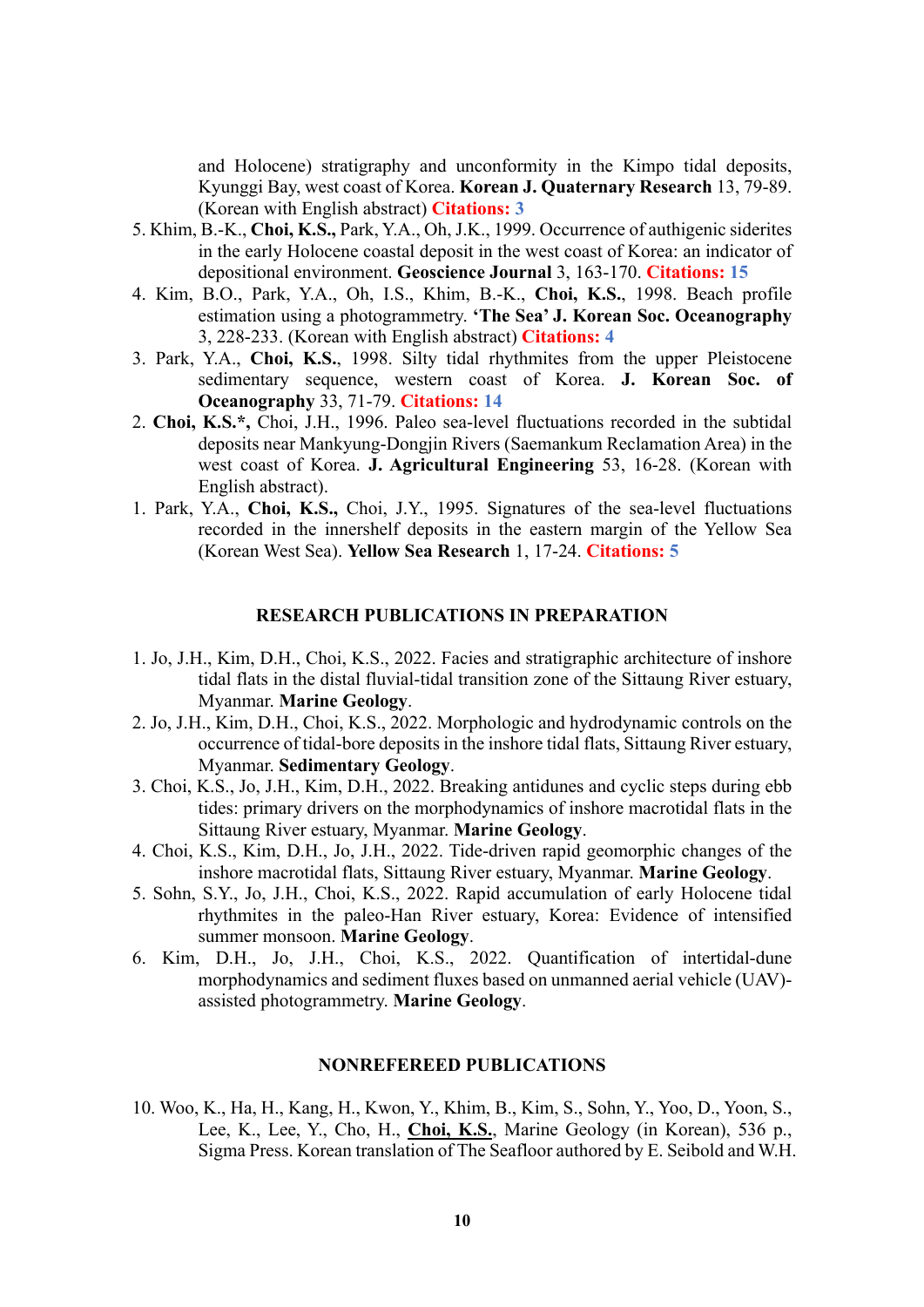and Holocene) stratigraphy and unconformity in the Kimpo tidal deposits, Kyunggi Bay, west coast of Korea. **Korean J. Quaternary Research** 13, 79-89. (Korean with English abstract) **Citations: 3**

5. Khim, B.-K., **Choi, K.S.,** Park, Y.A., Oh, J.K., 1999. Occurrence of authigenic siderites in the early Holocene coastal deposit in the west coast of Korea: an indicator of depositional environment. **Geoscience Journal** 3, 163-170. **Citations: 15**
4. Kim, B.O., Park, Y.A., Oh, I.S., Khim, B.-K., **Choi, K.S.**, 1998. Beach profile estimation using a photogrammetry. **'The Sea' J. Korean Soc. Oceanography** 3, 228-233. (Korean with English abstract) **Citations: 4**
3. Park, Y.A., **Choi, K.S.**, 1998. Silty tidal rhythmites from the upper Pleistocene sedimentary sequence, western coast of Korea. **J. Korean Soc. of Oceanography** 33, 71-79. **Citations: 14**
2. **Choi, K.S.\*,** Choi, J.H., 1996. Paleo sea-level fluctuations recorded in the subtidal deposits near Mankyung-Dongjin Rivers (Saemankum Reclamation Area) in the west coast of Korea. **J. Agricultural Engineering** 53, 16-28. (Korean with English abstract).
1. Park, Y.A., **Choi, K.S.**, Choi, J.Y., 1995. Signatures of the sea-level fluctuations recorded in the innershelf deposits in the eastern margin of the Yellow Sea (Korean West Sea). **Yellow Sea Research** 1, 17-24. **Citations: 5**

## RESEARCH PUBLICATIONS IN PREPARATION

1. Jo, J.H., Kim, D.H., Choi, K.S., 2022. Facies and stratigraphic architecture of inshore tidal flats in the distal fluvial-tidal transition zone of the Sittaung River estuary, Myanmar. **Marine Geology**.
2. Jo, J.H., Kim, D.H., Choi, K.S., 2022. Morphologic and hydrodynamic controls on the occurrence of tidal-bore deposits in the inshore tidal flats, Sittaung River estuary, Myanmar. **Sedimentary Geology**.
3. Choi, K.S., Jo, J.H., Kim, D.H., 2022. Breaking antidunes and cyclic steps during ebb tides: primary drivers on the morphodynamics of inshore macrotidal flats in the Sittaung River estuary, Myanmar. **Marine Geology**.
4. Choi, K.S., Kim, D.H., Jo, J.H., 2022. Tide-driven rapid geomorphic changes of the inshore macrotidal flats, Sittaung River estuary, Myanmar. **Marine Geology**.
5. Sohn, S.Y., Jo, J.H., Choi, K.S., 2022. Rapid accumulation of early Holocene tidal rhythmites in the paleo-Han River estuary, Korea: Evidence of intensified summer monsoon. **Marine Geology**.
6. Kim, D.H., Jo, J.H., Choi, K.S., 2022. Quantification of intertidal-dune morphodynamics and sediment fluxes based on unmanned aerial vehicle (UAV)-assisted photogrammetry. **Marine Geology**.

## NONREFEREED PUBLICATIONS

10. Woo, K., Ha, H., Kang, H., Kwon, Y., Khim, B., Kim, S., Sohn, Y., Yoo, D., Yoon, S., Lee, K., Lee, Y., Cho, H., **Choi, K.S.**, Marine Geology (in Korean), 536 p., Sigma Press. Korean translation of The Seafloor authored by E. Seibold and W.H.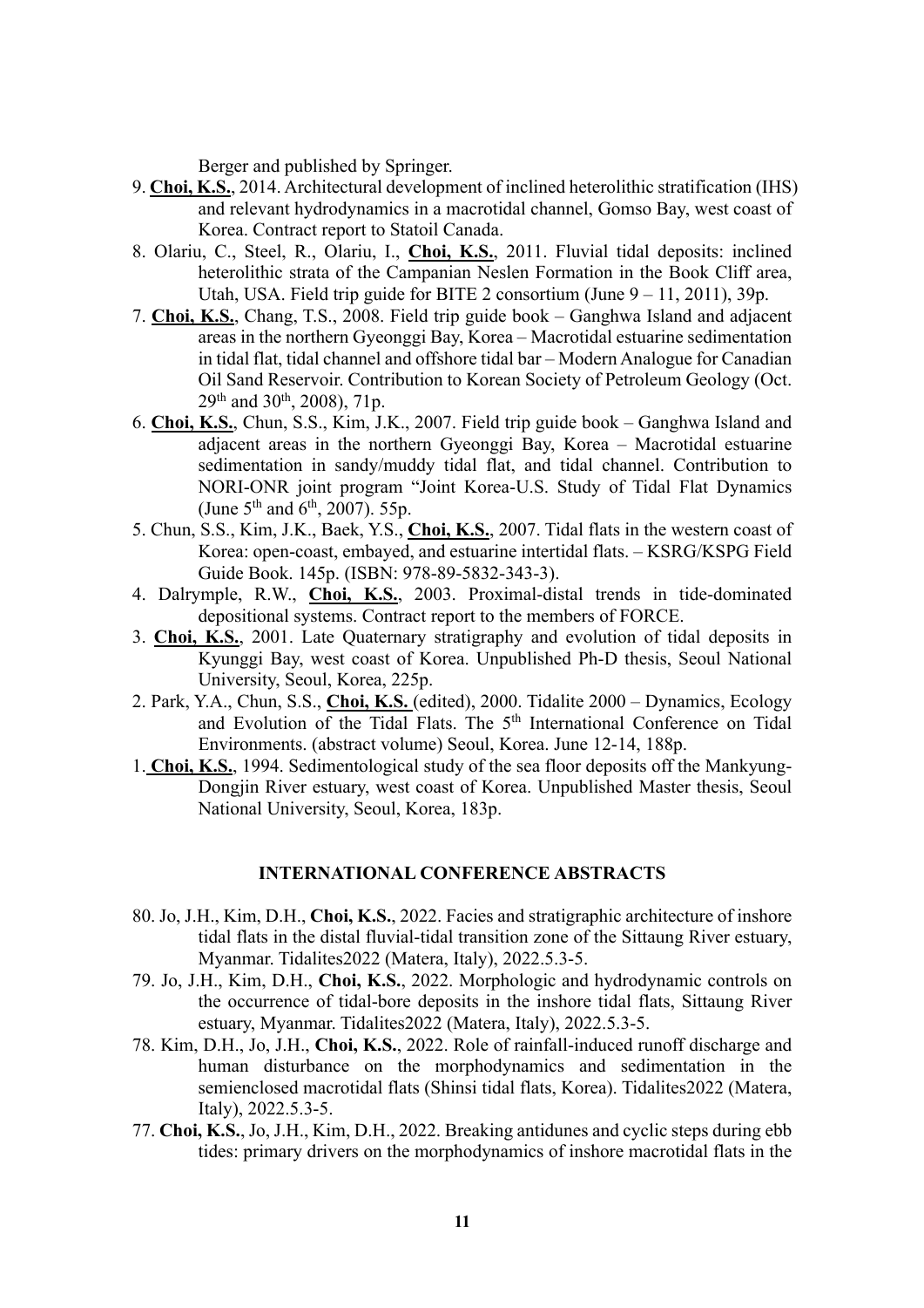Berger and published by Springer.

9. **Choi, K.S.**, 2014. Architectural development of inclined heterolithic stratification (IHS) and relevant hydrodynamics in a macrotidal channel, Gomso Bay, west coast of Korea. Contract report to Statoil Canada.
8. Olariu, C., Steel, R., Olariu, I., **Choi, K.S.**, 2011. Fluvial tidal deposits: inclined heterolithic strata of the Campanian Neslen Formation in the Book Cliff area, Utah, USA. Field trip guide for BITE 2 consortium (June 9 – 11, 2011), 39p.
7. **Choi, K.S.**, Chang, T.S., 2008. Field trip guide book – Ganghwa Island and adjacent areas in the northern Gyeonggi Bay, Korea – Macrotidal estuarine sedimentation in tidal flat, tidal channel and offshore tidal bar – Modern Analogue for Canadian Oil Sand Reservoir. Contribution to Korean Society of Petroleum Geology (Oct. 29th and 30th, 2008), 71p.
6. **Choi, K.S.**, Chun, S.S., Kim, J.K., 2007. Field trip guide book – Ganghwa Island and adjacent areas in the northern Gyeonggi Bay, Korea – Macrotidal estuarine sedimentation in sandy/muddy tidal flat, and tidal channel. Contribution to NORI-ONR joint program "Joint Korea-U.S. Study of Tidal Flat Dynamics (June 5th and 6th, 2007). 55p.
5. Chun, S.S., Kim, J.K., Baek, Y.S., **Choi, K.S.**, 2007. Tidal flats in the western coast of Korea: open-coast, embayed, and estuarine intertidal flats. – KSRG/KSPG Field Guide Book. 145p. (ISBN: 978-89-5832-343-3).
4. Dalrymple, R.W., **Choi, K.S.**, 2003. Proximal-distal trends in tide-dominated depositional systems. Contract report to the members of FORCE.
3. **Choi, K.S.**, 2001. Late Quaternary stratigraphy and evolution of tidal deposits in Kyunggi Bay, west coast of Korea. Unpublished Ph-D thesis, Seoul National University, Seoul, Korea, 225p.
2. Park, Y.A., Chun, S.S., **Choi, K.S.** (edited), 2000. Tidalite 2000 – Dynamics, Ecology and Evolution of the Tidal Flats. The 5th International Conference on Tidal Environments. (abstract volume) Seoul, Korea. June 12-14, 188p.
1. **Choi, K.S.**, 1994. Sedimentological study of the sea floor deposits off the Mankyung-Dongjin River estuary, west coast of Korea. Unpublished Master thesis, Seoul National University, Seoul, Korea, 183p.

## INTERNATIONAL CONFERENCE ABSTRACTS

80. Jo, J.H., Kim, D.H., **Choi, K.S.**, 2022. Facies and stratigraphic architecture of inshore tidal flats in the distal fluvial-tidal transition zone of the Sittaung River estuary, Myanmar. Tidalites2022 (Matera, Italy), 2022.5.3-5.
79. Jo, J.H., Kim, D.H., **Choi, K.S.**, 2022. Morphologic and hydrodynamic controls on the occurrence of tidal-bore deposits in the inshore tidal flats, Sittaung River estuary, Myanmar. Tidalites2022 (Matera, Italy), 2022.5.3-5.
78. Kim, D.H., Jo, J.H., **Choi, K.S.**, 2022. Role of rainfall-induced runoff discharge and human disturbance on the morphodynamics and sedimentation in the semienclosed macrotidal flats (Shinsi tidal flats, Korea). Tidalites2022 (Matera, Italy), 2022.5.3-5.
77. **Choi, K.S.**, Jo, J.H., Kim, D.H., 2022. Breaking antidunes and cyclic steps during ebb tides: primary drivers on the morphodynamics of inshore macrotidal flats in the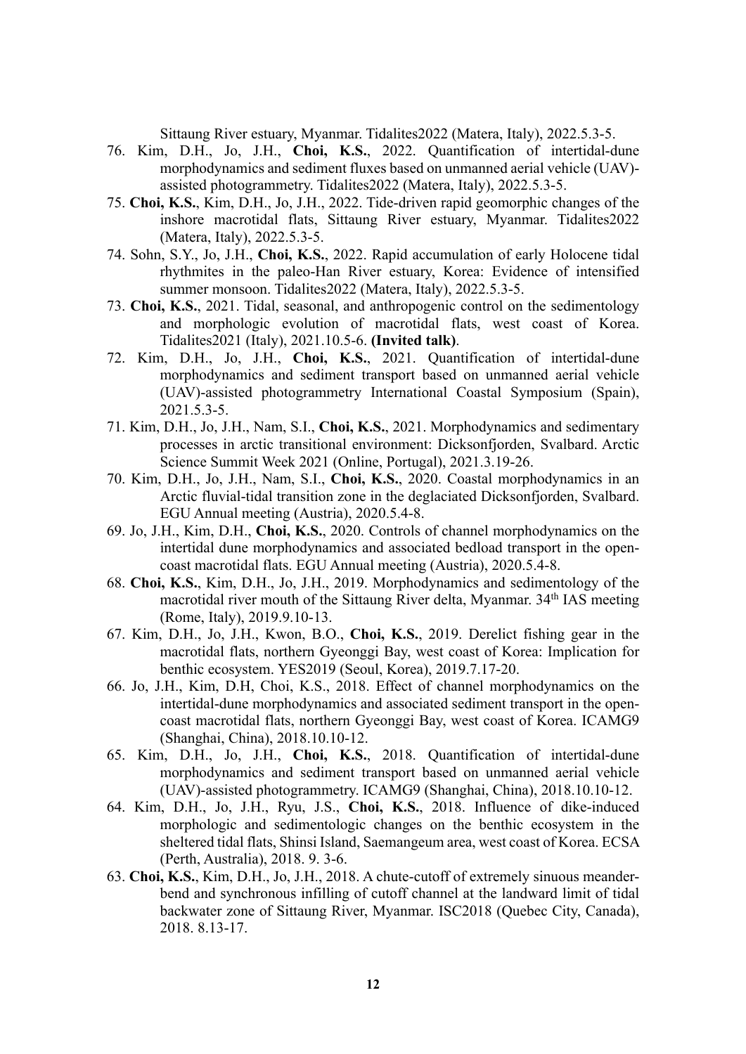Sittaung River estuary, Myanmar. Tidalites2022 (Matera, Italy), 2022.5.3-5.

76. Kim, D.H., Jo, J.H., **Choi, K.S.**, 2022. Quantification of intertidal-dune morphodynamics and sediment fluxes based on unmanned aerial vehicle (UAV)-assisted photogrammetry. Tidalites2022 (Matera, Italy), 2022.5.3-5.

75. **Choi, K.S.**, Kim, D.H., Jo, J.H., 2022. Tide-driven rapid geomorphic changes of the inshore macrotidal flats, Sittaung River estuary, Myanmar. Tidalites2022 (Matera, Italy), 2022.5.3-5.

74. Sohn, S.Y., Jo, J.H., **Choi, K.S.**, 2022. Rapid accumulation of early Holocene tidal rhythmites in the paleo-Han River estuary, Korea: Evidence of intensified summer monsoon. Tidalites2022 (Matera, Italy), 2022.5.3-5.

73. **Choi, K.S.**, 2021. Tidal, seasonal, and anthropogenic control on the sedimentology and morphologic evolution of macrotidal flats, west coast of Korea. Tidalites2021 (Italy), 2021.10.5-6. **(Invited talk)**.

72. Kim, D.H., Jo, J.H., **Choi, K.S.**, 2021. Quantification of intertidal-dune morphodynamics and sediment transport based on unmanned aerial vehicle (UAV)-assisted photogrammetry International Coastal Symposium (Spain), 2021.5.3-5.

71. Kim, D.H., Jo, J.H., Nam, S.I., **Choi, K.S.**, 2021. Morphodynamics and sedimentary processes in arctic transitional environment: Dicksonfjorden, Svalbard. Arctic Science Summit Week 2021 (Online, Portugal), 2021.3.19-26.

70. Kim, D.H., Jo, J.H., Nam, S.I., **Choi, K.S.**, 2020. Coastal morphodynamics in an Arctic fluvial-tidal transition zone in the deglaciated Dicksonfjorden, Svalbard. EGU Annual meeting (Austria), 2020.5.4-8.

69. Jo, J.H., Kim, D.H., **Choi, K.S.**, 2020. Controls of channel morphodynamics on the intertidal dune morphodynamics and associated bedload transport in the open-coast macrotidal flats. EGU Annual meeting (Austria), 2020.5.4-8.

68. **Choi, K.S.**, Kim, D.H., Jo, J.H., 2019. Morphodynamics and sedimentology of the macrotidal river mouth of the Sittaung River delta, Myanmar. 34th IAS meeting (Rome, Italy), 2019.9.10-13.

67. Kim, D.H., Jo, J.H., Kwon, B.O., **Choi, K.S.**, 2019. Derelict fishing gear in the macrotidal flats, northern Gyeonggi Bay, west coast of Korea: Implication for benthic ecosystem. YES2019 (Seoul, Korea), 2019.7.17-20.

66. Jo, J.H., Kim, D.H, Choi, K.S., 2018. Effect of channel morphodynamics on the intertidal-dune morphodynamics and associated sediment transport in the open-coast macrotidal flats, northern Gyeonggi Bay, west coast of Korea. ICAMG9 (Shanghai, China), 2018.10.10-12.

65. Kim, D.H., Jo, J.H., **Choi, K.S.**, 2018. Quantification of intertidal-dune morphodynamics and sediment transport based on unmanned aerial vehicle (UAV)-assisted photogrammetry. ICAMG9 (Shanghai, China), 2018.10.10-12.

64. Kim, D.H., Jo, J.H., Ryu, J.S., **Choi, K.S.**, 2018. Influence of dike-induced morphologic and sedimentologic changes on the benthic ecosystem in the sheltered tidal flats, Shinsi Island, Saemangeum area, west coast of Korea. ECSA (Perth, Australia), 2018. 9. 3-6.

63. **Choi, K.S.**, Kim, D.H., Jo, J.H., 2018. A chute-cutoff of extremely sinuous meander-bend and synchronous infilling of cutoff channel at the landward limit of tidal backwater zone of Sittaung River, Myanmar. ISC2018 (Quebec City, Canada), 2018. 8.13-17.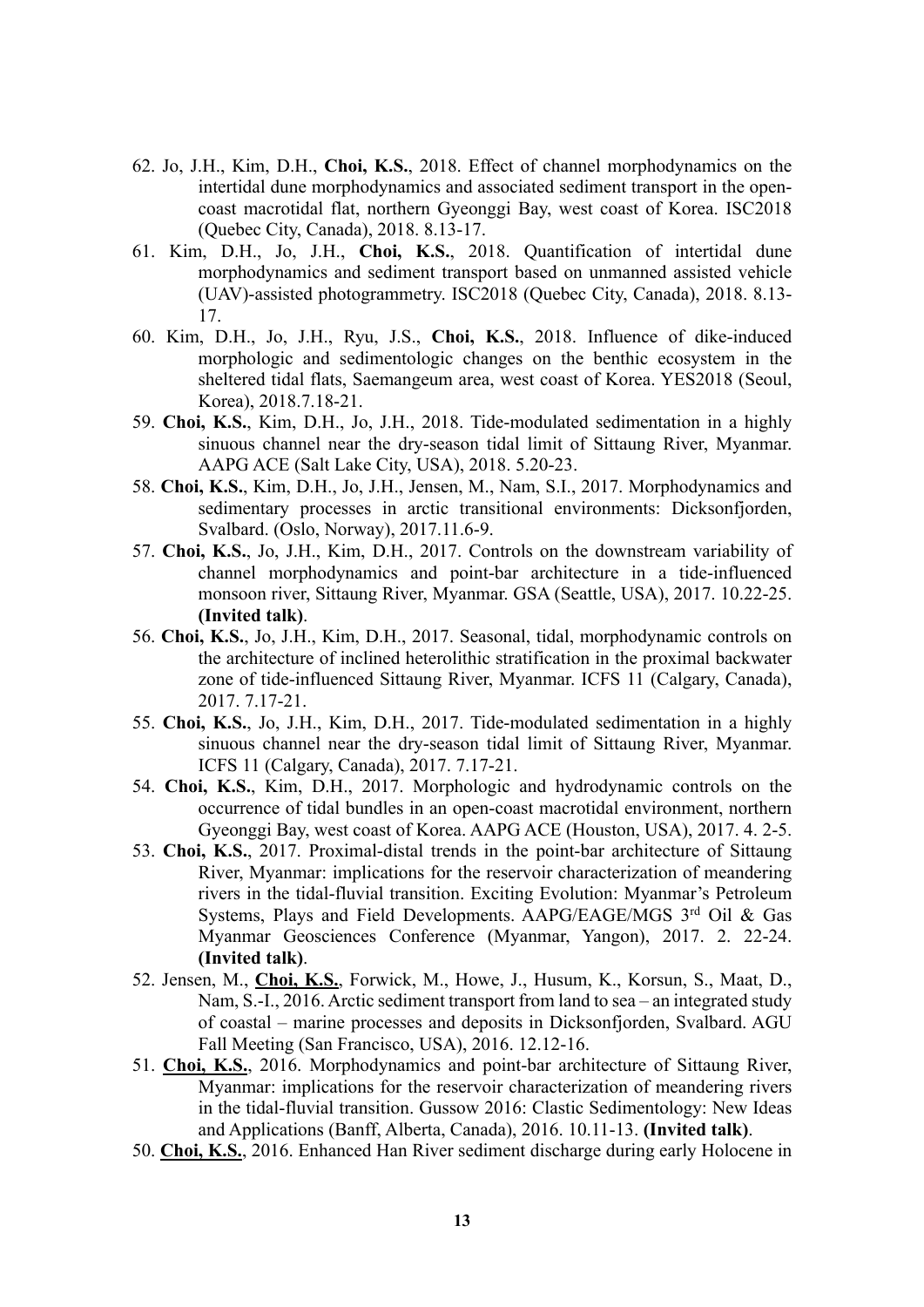62. Jo, J.H., Kim, D.H., **Choi, K.S.**, 2018. Effect of channel morphodynamics on the intertidal dune morphodynamics and associated sediment transport in the open-coast macrotidal flat, northern Gyeonggi Bay, west coast of Korea. ISC2018 (Quebec City, Canada), 2018. 8.13-17.
61. Kim, D.H., Jo, J.H., **Choi, K.S.**, 2018. Quantification of intertidal dune morphodynamics and sediment transport based on unmanned assisted vehicle (UAV)-assisted photogrammetry. ISC2018 (Quebec City, Canada), 2018. 8.13-17.
60. Kim, D.H., Jo, J.H., Ryu, J.S., **Choi, K.S.**, 2018. Influence of dike-induced morphologic and sedimentologic changes on the benthic ecosystem in the sheltered tidal flats, Saemangeum area, west coast of Korea. YES2018 (Seoul, Korea), 2018.7.18-21.
59. **Choi, K.S.**, Kim, D.H., Jo, J.H., 2018. Tide-modulated sedimentation in a highly sinuous channel near the dry-season tidal limit of Sittaung River, Myanmar. AAPG ACE (Salt Lake City, USA), 2018. 5.20-23.
58. **Choi, K.S.**, Kim, D.H., Jo, J.H., Jensen, M., Nam, S.I., 2017. Morphodynamics and sedimentary processes in arctic transitional environments: Dicksonfjorden, Svalbard. (Oslo, Norway), 2017.11.6-9.
57. **Choi, K.S.**, Jo, J.H., Kim, D.H., 2017. Controls on the downstream variability of channel morphodynamics and point-bar architecture in a tide-influenced monsoon river, Sittaung River, Myanmar. GSA (Seattle, USA), 2017. 10.22-25. **(Invited talk)**.
56. **Choi, K.S.**, Jo, J.H., Kim, D.H., 2017. Seasonal, tidal, morphodynamic controls on the architecture of inclined heterolithic stratification in the proximal backwater zone of tide-influenced Sittaung River, Myanmar. ICFS 11 (Calgary, Canada), 2017. 7.17-21.
55. **Choi, K.S.**, Jo, J.H., Kim, D.H., 2017. Tide-modulated sedimentation in a highly sinuous channel near the dry-season tidal limit of Sittaung River, Myanmar. ICFS 11 (Calgary, Canada), 2017. 7.17-21.
54. **Choi, K.S.**, Kim, D.H., 2017. Morphologic and hydrodynamic controls on the occurrence of tidal bundles in an open-coast macrotidal environment, northern Gyeonggi Bay, west coast of Korea. AAPG ACE (Houston, USA), 2017. 4. 2-5.
53. **Choi, K.S.**, 2017. Proximal-distal trends in the point-bar architecture of Sittaung River, Myanmar: implications for the reservoir characterization of meandering rivers in the tidal-fluvial transition. Exciting Evolution: Myanmar's Petroleum Systems, Plays and Field Developments. AAPG/EAGE/MGS 3rd Oil & Gas Myanmar Geosciences Conference (Myanmar, Yangon), 2017. 2. 22-24. **(Invited talk)**.
52. Jensen, M., **Choi, K.S.**, Forwick, M., Howe, J., Husum, K., Korsun, S., Maat, D., Nam, S.-I., 2016. Arctic sediment transport from land to sea – an integrated study of coastal – marine processes and deposits in Dicksonfjorden, Svalbard. AGU Fall Meeting (San Francisco, USA), 2016. 12.12-16.
51. **Choi, K.S.**, 2016. Morphodynamics and point-bar architecture of Sittaung River, Myanmar: implications for the reservoir characterization of meandering rivers in the tidal-fluvial transition. Gussow 2016: Clastic Sedimentology: New Ideas and Applications (Banff, Alberta, Canada), 2016. 10.11-13. **(Invited talk)**.
50. **Choi, K.S.**, 2016. Enhanced Han River sediment discharge during early Holocene in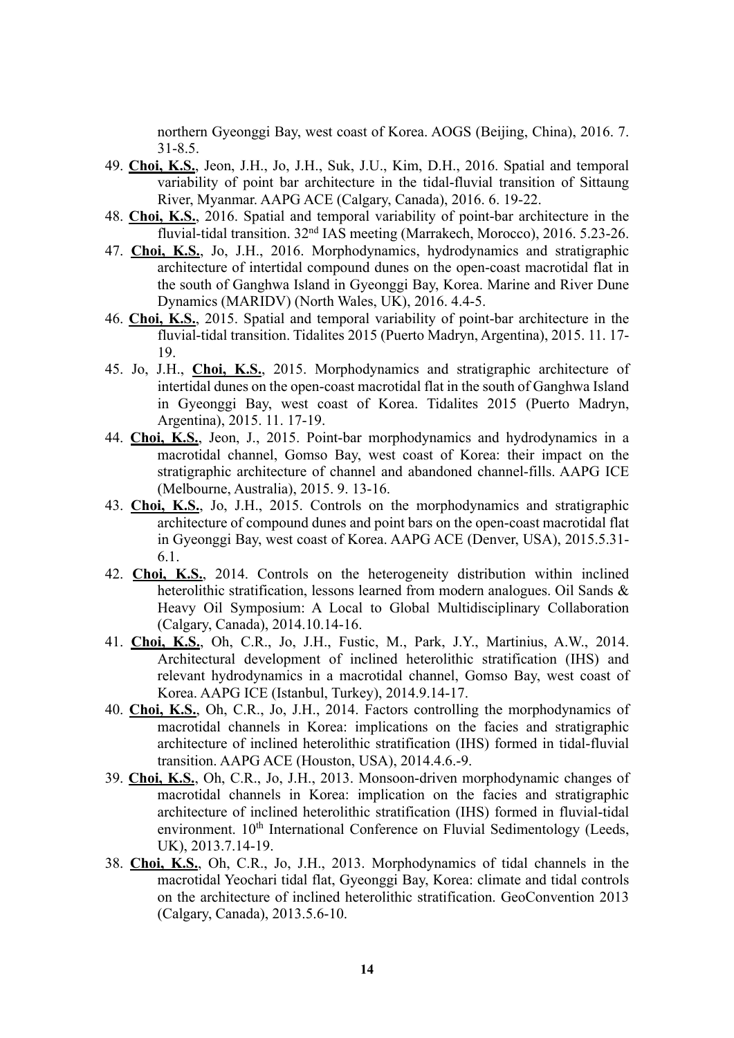northern Gyeonggi Bay, west coast of Korea. AOGS (Beijing, China), 2016. 7. 31-8.5.

49. **Choi, K.S.**, Jeon, J.H., Jo, J.H., Suk, J.U., Kim, D.H., 2016. Spatial and temporal variability of point bar architecture in the tidal-fluvial transition of Sittaung River, Myanmar. AAPG ACE (Calgary, Canada), 2016. 6. 19-22.
48. **Choi, K.S.**, 2016. Spatial and temporal variability of point-bar architecture in the fluvial-tidal transition. 32nd IAS meeting (Marrakech, Morocco), 2016. 5.23-26.
47. **Choi, K.S.**, Jo, J.H., 2016. Morphodynamics, hydrodynamics and stratigraphic architecture of intertidal compound dunes on the open-coast macrotidal flat in the south of Ganghwa Island in Gyeonggi Bay, Korea. Marine and River Dune Dynamics (MARIDV) (North Wales, UK), 2016. 4.4-5.
46. **Choi, K.S.**, 2015. Spatial and temporal variability of point-bar architecture in the fluvial-tidal transition. Tidalites 2015 (Puerto Madryn, Argentina), 2015. 11. 17-19.
45. Jo, J.H., **Choi, K.S.**, 2015. Morphodynamics and stratigraphic architecture of intertidal dunes on the open-coast macrotidal flat in the south of Ganghwa Island in Gyeonggi Bay, west coast of Korea. Tidalites 2015 (Puerto Madryn, Argentina), 2015. 11. 17-19.
44. **Choi, K.S.**, Jeon, J., 2015. Point-bar morphodynamics and hydrodynamics in a macrotidal channel, Gomso Bay, west coast of Korea: their impact on the stratigraphic architecture of channel and abandoned channel-fills. AAPG ICE (Melbourne, Australia), 2015. 9. 13-16.
43. **Choi, K.S.**, Jo, J.H., 2015. Controls on the morphodynamics and stratigraphic architecture of compound dunes and point bars on the open-coast macrotidal flat in Gyeonggi Bay, west coast of Korea. AAPG ACE (Denver, USA), 2015.5.31-6.1.
42. **Choi, K.S.**, 2014. Controls on the heterogeneity distribution within inclined heterolithic stratification, lessons learned from modern analogues. Oil Sands & Heavy Oil Symposium: A Local to Global Multidisciplinary Collaboration (Calgary, Canada), 2014.10.14-16.
41. **Choi, K.S.**, Oh, C.R., Jo, J.H., Fustic, M., Park, J.Y., Martinius, A.W., 2014. Architectural development of inclined heterolithic stratification (IHS) and relevant hydrodynamics in a macrotidal channel, Gomso Bay, west coast of Korea. AAPG ICE (Istanbul, Turkey), 2014.9.14-17.
40. **Choi, K.S.**, Oh, C.R., Jo, J.H., 2014. Factors controlling the morphodynamics of macrotidal channels in Korea: implications on the facies and stratigraphic architecture of inclined heterolithic stratification (IHS) formed in tidal-fluvial transition. AAPG ACE (Houston, USA), 2014.4.6.-9.
39. **Choi, K.S.**, Oh, C.R., Jo, J.H., 2013. Monsoon-driven morphodynamic changes of macrotidal channels in Korea: implication on the facies and stratigraphic architecture of inclined heterolithic stratification (IHS) formed in fluvial-tidal environment. 10th International Conference on Fluvial Sedimentology (Leeds, UK), 2013.7.14-19.
38. **Choi, K.S.**, Oh, C.R., Jo, J.H., 2013. Morphodynamics of tidal channels in the macrotidal Yeochari tidal flat, Gyeonggi Bay, Korea: climate and tidal controls on the architecture of inclined heterolithic stratification. GeoConvention 2013 (Calgary, Canada), 2013.5.6-10.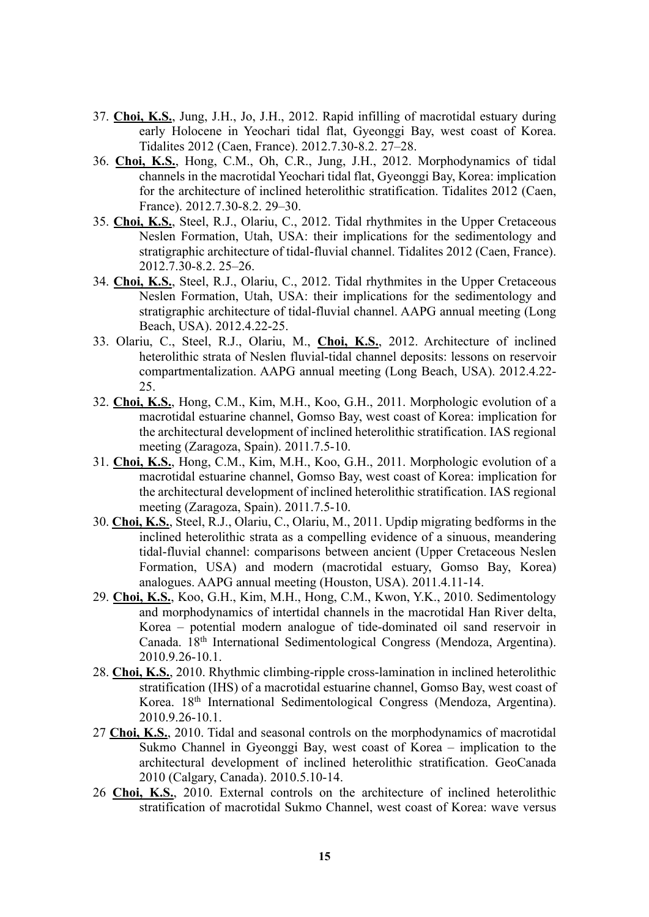37. **Choi, K.S.**, Jung, J.H., Jo, J.H., 2012. Rapid infilling of macrotidal estuary during early Holocene in Yeochari tidal flat, Gyeonggi Bay, west coast of Korea. Tidalites 2012 (Caen, France). 2012.7.30-8.2. 27–28.
36. **Choi, K.S.**, Hong, C.M., Oh, C.R., Jung, J.H., 2012. Morphodynamics of tidal channels in the macrotidal Yeochari tidal flat, Gyeonggi Bay, Korea: implication for the architecture of inclined heterolithic stratification. Tidalites 2012 (Caen, France). 2012.7.30-8.2. 29–30.
35. **Choi, K.S.**, Steel, R.J., Olariu, C., 2012. Tidal rhythmites in the Upper Cretaceous Neslen Formation, Utah, USA: their implications for the sedimentology and stratigraphic architecture of tidal-fluvial channel. Tidalites 2012 (Caen, France). 2012.7.30-8.2. 25–26.
34. **Choi, K.S.**, Steel, R.J., Olariu, C., 2012. Tidal rhythmites in the Upper Cretaceous Neslen Formation, Utah, USA: their implications for the sedimentology and stratigraphic architecture of tidal-fluvial channel. AAPG annual meeting (Long Beach, USA). 2012.4.22-25.
33. Olariu, C., Steel, R.J., Olariu, M., **Choi, K.S.**, 2012. Architecture of inclined heterolithic strata of Neslen fluvial-tidal channel deposits: lessons on reservoir compartmentalization. AAPG annual meeting (Long Beach, USA). 2012.4.22-25.
32. **Choi, K.S.**, Hong, C.M., Kim, M.H., Koo, G.H., 2011. Morphologic evolution of a macrotidal estuarine channel, Gomso Bay, west coast of Korea: implication for the architectural development of inclined heterolithic stratification. IAS regional meeting (Zaragoza, Spain). 2011.7.5-10.
31. **Choi, K.S.**, Hong, C.M., Kim, M.H., Koo, G.H., 2011. Morphologic evolution of a macrotidal estuarine channel, Gomso Bay, west coast of Korea: implication for the architectural development of inclined heterolithic stratification. IAS regional meeting (Zaragoza, Spain). 2011.7.5-10.
30. **Choi, K.S.**, Steel, R.J., Olariu, C., Olariu, M., 2011. Updip migrating bedforms in the inclined heterolithic strata as a compelling evidence of a sinuous, meandering tidal-fluvial channel: comparisons between ancient (Upper Cretaceous Neslen Formation, USA) and modern (macrotidal estuary, Gomso Bay, Korea) analogues. AAPG annual meeting (Houston, USA). 2011.4.11-14.
29. **Choi, K.S.**, Koo, G.H., Kim, M.H., Hong, C.M., Kwon, Y.K., 2010. Sedimentology and morphodynamics of intertidal channels in the macrotidal Han River delta, Korea – potential modern analogue of tide-dominated oil sand reservoir in Canada. 18th International Sedimentological Congress (Mendoza, Argentina). 2010.9.26-10.1.
28. **Choi, K.S.**, 2010. Rhythmic climbing-ripple cross-lamination in inclined heterolithic stratification (IHS) of a macrotidal estuarine channel, Gomso Bay, west coast of Korea. 18th International Sedimentological Congress (Mendoza, Argentina). 2010.9.26-10.1.
27 **Choi, K.S.**, 2010. Tidal and seasonal controls on the morphodynamics of macrotidal Sukmo Channel in Gyeonggi Bay, west coast of Korea – implication to the architectural development of inclined heterolithic stratification. GeoCanada 2010 (Calgary, Canada). 2010.5.10-14.
26 **Choi, K.S.**, 2010. External controls on the architecture of inclined heterolithic stratification of macrotidal Sukmo Channel, west coast of Korea: wave versus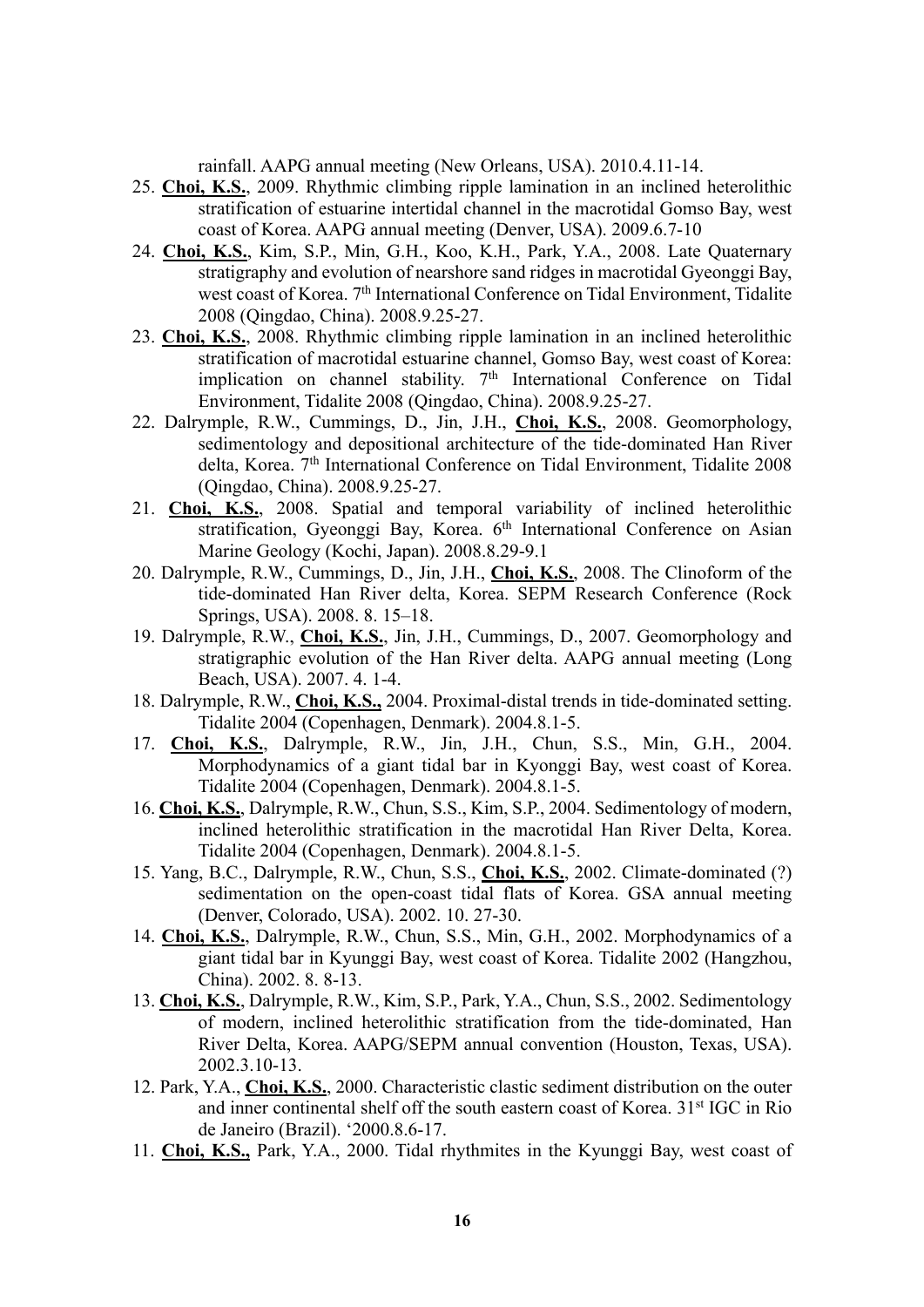rainfall. AAPG annual meeting (New Orleans, USA). 2010.4.11-14.

25. **Choi, K.S.**, 2009. Rhythmic climbing ripple lamination in an inclined heterolithic stratification of estuarine intertidal channel in the macrotidal Gomso Bay, west coast of Korea. AAPG annual meeting (Denver, USA). 2009.6.7-10
24. **Choi, K.S.**, Kim, S.P., Min, G.H., Koo, K.H., Park, Y.A., 2008. Late Quaternary stratigraphy and evolution of nearshore sand ridges in macrotidal Gyeonggi Bay, west coast of Korea. 7th International Conference on Tidal Environment, Tidalite 2008 (Qingdao, China). 2008.9.25-27.
23. **Choi, K.S.**, 2008. Rhythmic climbing ripple lamination in an inclined heterolithic stratification of macrotidal estuarine channel, Gomso Bay, west coast of Korea: implication on channel stability. 7th International Conference on Tidal Environment, Tidalite 2008 (Qingdao, China). 2008.9.25-27.
22. Dalrymple, R.W., Cummings, D., Jin, J.H., **Choi, K.S.**, 2008. Geomorphology, sedimentology and depositional architecture of the tide-dominated Han River delta, Korea. 7th International Conference on Tidal Environment, Tidalite 2008 (Qingdao, China). 2008.9.25-27.
21. **Choi, K.S.**, 2008. Spatial and temporal variability of inclined heterolithic stratification, Gyeonggi Bay, Korea. 6th International Conference on Asian Marine Geology (Kochi, Japan). 2008.8.29-9.1
20. Dalrymple, R.W., Cummings, D., Jin, J.H., **Choi, K.S.**, 2008. The Clinoform of the tide-dominated Han River delta, Korea. SEPM Research Conference (Rock Springs, USA). 2008. 8. 15–18.
19. Dalrymple, R.W., **Choi, K.S.**, Jin, J.H., Cummings, D., 2007. Geomorphology and stratigraphic evolution of the Han River delta. AAPG annual meeting (Long Beach, USA). 2007. 4. 1-4.
18. Dalrymple, R.W., **Choi, K.S.,** 2004. Proximal-distal trends in tide-dominated setting. Tidalite 2004 (Copenhagen, Denmark). 2004.8.1-5.
17. **Choi, K.S.**, Dalrymple, R.W., Jin, J.H., Chun, S.S., Min, G.H., 2004. Morphodynamics of a giant tidal bar in Kyonggi Bay, west coast of Korea. Tidalite 2004 (Copenhagen, Denmark). 2004.8.1-5.
16. **Choi, K.S.**, Dalrymple, R.W., Chun, S.S., Kim, S.P., 2004. Sedimentology of modern, inclined heterolithic stratification in the macrotidal Han River Delta, Korea. Tidalite 2004 (Copenhagen, Denmark). 2004.8.1-5.
15. Yang, B.C., Dalrymple, R.W., Chun, S.S., **Choi, K.S.**, 2002. Climate-dominated (?) sedimentation on the open-coast tidal flats of Korea. GSA annual meeting (Denver, Colorado, USA). 2002. 10. 27-30.
14. **Choi, K.S.**, Dalrymple, R.W., Chun, S.S., Min, G.H., 2002. Morphodynamics of a giant tidal bar in Kyunggi Bay, west coast of Korea. Tidalite 2002 (Hangzhou, China). 2002. 8. 8-13.
13. **Choi, K.S.**, Dalrymple, R.W., Kim, S.P., Park, Y.A., Chun, S.S., 2002. Sedimentology of modern, inclined heterolithic stratification from the tide-dominated, Han River Delta, Korea. AAPG/SEPM annual convention (Houston, Texas, USA). 2002.3.10-13.
12. Park, Y.A., **Choi, K.S.**, 2000. Characteristic clastic sediment distribution on the outer and inner continental shelf off the south eastern coast of Korea. 31st IGC in Rio de Janeiro (Brazil). '2000.8.6-17.
11. **Choi, K.S.,** Park, Y.A., 2000. Tidal rhythmites in the Kyunggi Bay, west coast of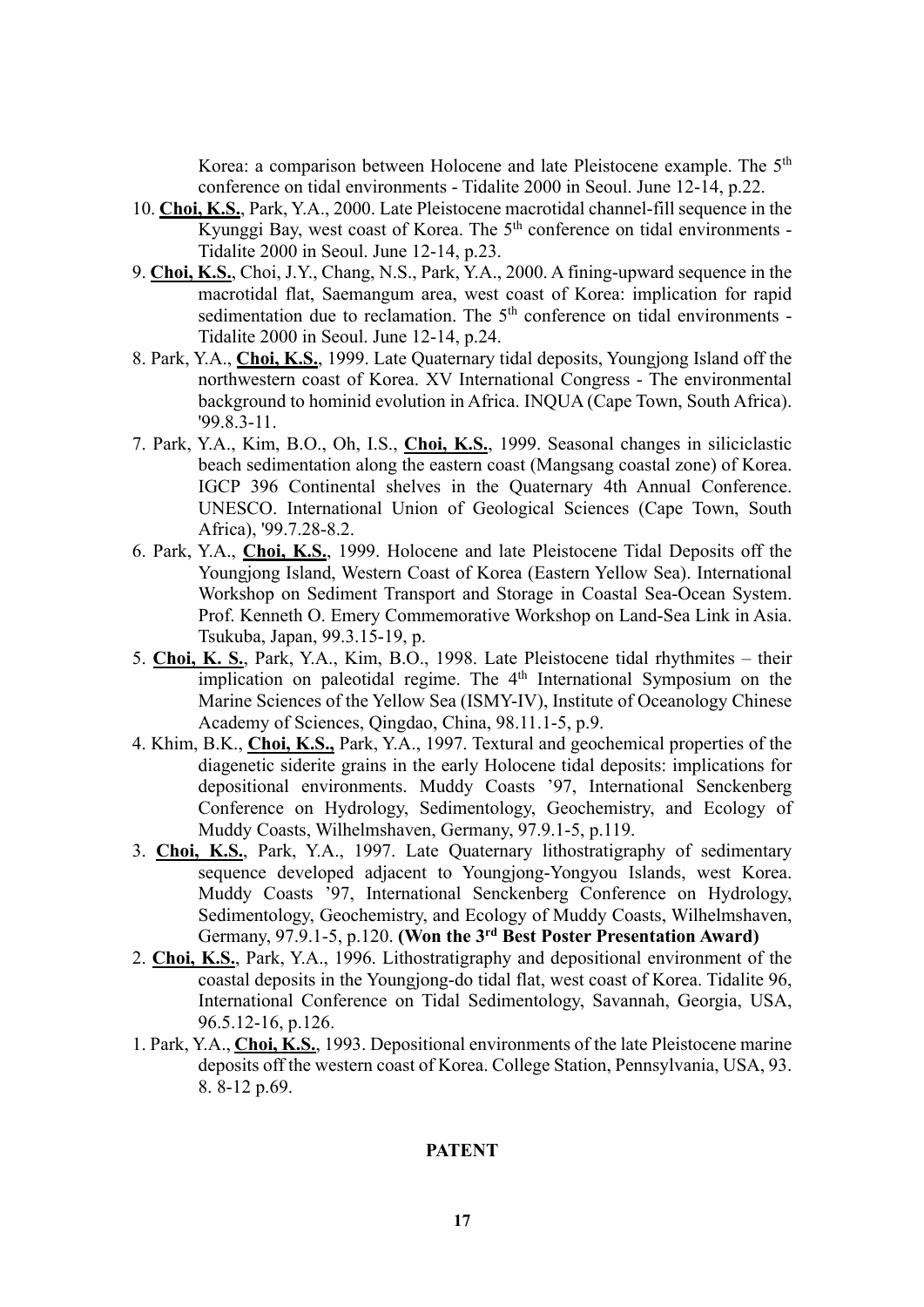Korea: a comparison between Holocene and late Pleistocene example. The 5th conference on tidal environments - Tidalite 2000 in Seoul. June 12-14, p.22.

10. **Choi, K.S.**, Park, Y.A., 2000. Late Pleistocene macrotidal channel-fill sequence in the Kyunggi Bay, west coast of Korea. The 5th conference on tidal environments - Tidalite 2000 in Seoul. June 12-14, p.23.

9. **Choi, K.S.**, Choi, J.Y., Chang, N.S., Park, Y.A., 2000. A fining-upward sequence in the macrotidal flat, Saemangum area, west coast of Korea: implication for rapid sedimentation due to reclamation. The 5th conference on tidal environments - Tidalite 2000 in Seoul. June 12-14, p.24.

8. Park, Y.A., **Choi, K.S.**, 1999. Late Quaternary tidal deposits, Youngjong Island off the northwestern coast of Korea. XV International Congress - The environmental background to hominid evolution in Africa. INQUA (Cape Town, South Africa). '99.8.3-11.

7. Park, Y.A., Kim, B.O., Oh, I.S., **Choi, K.S.**, 1999. Seasonal changes in siliciclastic beach sedimentation along the eastern coast (Mangsang coastal zone) of Korea. IGCP 396 Continental shelves in the Quaternary 4th Annual Conference. UNESCO. International Union of Geological Sciences (Cape Town, South Africa), '99.7.28-8.2.

6. Park, Y.A., **Choi, K.S.**, 1999. Holocene and late Pleistocene Tidal Deposits off the Youngjong Island, Western Coast of Korea (Eastern Yellow Sea). International Workshop on Sediment Transport and Storage in Coastal Sea-Ocean System. Prof. Kenneth O. Emery Commemorative Workshop on Land-Sea Link in Asia. Tsukuba, Japan, 99.3.15-19, p.

5. **Choi, K. S.**, Park, Y.A., Kim, B.O., 1998. Late Pleistocene tidal rhythmites – their implication on paleotidal regime. The 4th International Symposium on the Marine Sciences of the Yellow Sea (ISMY-IV), Institute of Oceanology Chinese Academy of Sciences, Qingdao, China, 98.11.1-5, p.9.

4. Khim, B.K., **Choi, K.S.,** Park, Y.A., 1997. Textural and geochemical properties of the diagenetic siderite grains in the early Holocene tidal deposits: implications for depositional environments. Muddy Coasts '97, International Senckenberg Conference on Hydrology, Sedimentology, Geochemistry, and Ecology of Muddy Coasts, Wilhelmshaven, Germany, 97.9.1-5, p.119.

3. **Choi, K.S.**, Park, Y.A., 1997. Late Quaternary lithostratigraphy of sedimentary sequence developed adjacent to Youngjong-Yongyou Islands, west Korea. Muddy Coasts '97, International Senckenberg Conference on Hydrology, Sedimentology, Geochemistry, and Ecology of Muddy Coasts, Wilhelmshaven, Germany, 97.9.1-5, p.120. **(Won the 3rd Best Poster Presentation Award)**

2. **Choi, K.S.**, Park, Y.A., 1996. Lithostratigraphy and depositional environment of the coastal deposits in the Youngjong-do tidal flat, west coast of Korea. Tidalite 96, International Conference on Tidal Sedimentology, Savannah, Georgia, USA, 96.5.12-16, p.126.

1. Park, Y.A., **Choi, K.S.**, 1993. Depositional environments of the late Pleistocene marine deposits off the western coast of Korea. College Station, Pennsylvania, USA, 93. 8. 8-12 p.69.

## PATENT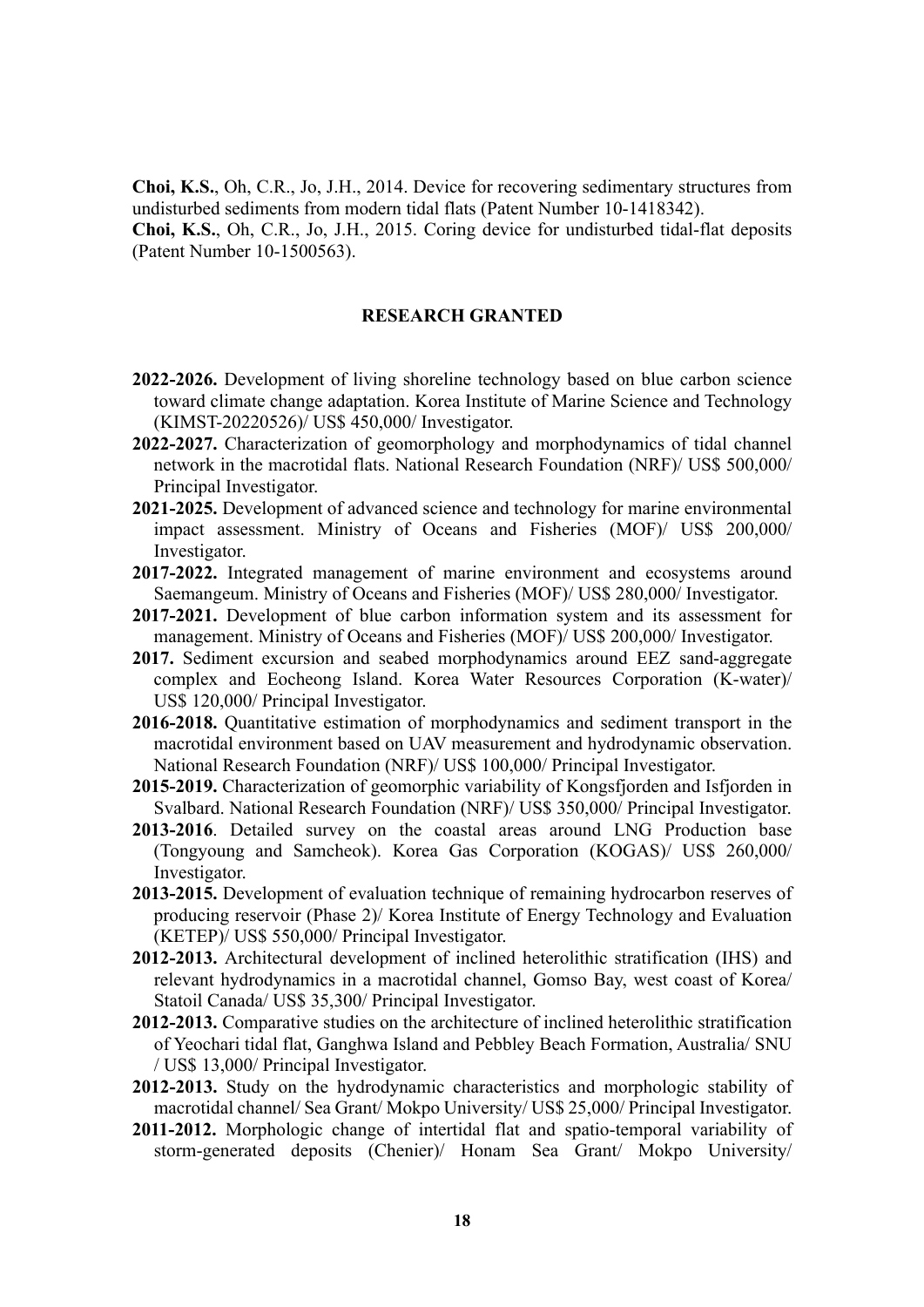**Choi, K.S.**, Oh, C.R., Jo, J.H., 2014. Device for recovering sedimentary structures from undisturbed sediments from modern tidal flats (Patent Number 10-1418342).

**Choi, K.S.**, Oh, C.R., Jo, J.H., 2015. Coring device for undisturbed tidal-flat deposits (Patent Number 10-1500563).

## RESEARCH GRANTED

**2022-2026.** Development of living shoreline technology based on blue carbon science toward climate change adaptation. Korea Institute of Marine Science and Technology (KIMST-20220526)/ US$ 450,000/ Investigator.

**2022-2027.** Characterization of geomorphology and morphodynamics of tidal channel network in the macrotidal flats. National Research Foundation (NRF)/ US$ 500,000/ Principal Investigator.

**2021-2025.** Development of advanced science and technology for marine environmental impact assessment. Ministry of Oceans and Fisheries (MOF)/ US$ 200,000/ Investigator.

**2017-2022.** Integrated management of marine environment and ecosystems around Saemangeum. Ministry of Oceans and Fisheries (MOF)/ US$ 280,000/ Investigator.

**2017-2021.** Development of blue carbon information system and its assessment for management. Ministry of Oceans and Fisheries (MOF)/ US$ 200,000/ Investigator.

**2017.** Sediment excursion and seabed morphodynamics around EEZ sand-aggregate complex and Eocheong Island. Korea Water Resources Corporation (K-water)/ US$ 120,000/ Principal Investigator.

**2016-2018.** Quantitative estimation of morphodynamics and sediment transport in the macrotidal environment based on UAV measurement and hydrodynamic observation. National Research Foundation (NRF)/ US$ 100,000/ Principal Investigator.

**2015-2019.** Characterization of geomorphic variability of Kongsfjorden and Isfjorden in Svalbard. National Research Foundation (NRF)/ US$ 350,000/ Principal Investigator.

**2013-2016**. Detailed survey on the coastal areas around LNG Production base (Tongyoung and Samcheok). Korea Gas Corporation (KOGAS)/ US$ 260,000/ Investigator.

**2013-2015.** Development of evaluation technique of remaining hydrocarbon reserves of producing reservoir (Phase 2)/ Korea Institute of Energy Technology and Evaluation (KETEP)/ US$ 550,000/ Principal Investigator.

**2012-2013.** Architectural development of inclined heterolithic stratification (IHS) and relevant hydrodynamics in a macrotidal channel, Gomso Bay, west coast of Korea/ Statoil Canada/ US$ 35,300/ Principal Investigator.

**2012-2013.** Comparative studies on the architecture of inclined heterolithic stratification of Yeochari tidal flat, Ganghwa Island and Pebbley Beach Formation, Australia/ SNU / US$ 13,000/ Principal Investigator.

**2012-2013.** Study on the hydrodynamic characteristics and morphologic stability of macrotidal channel/ Sea Grant/ Mokpo University/ US$ 25,000/ Principal Investigator.

**2011-2012.** Morphologic change of intertidal flat and spatio-temporal variability of storm-generated deposits (Chenier)/ Honam Sea Grant/ Mokpo University/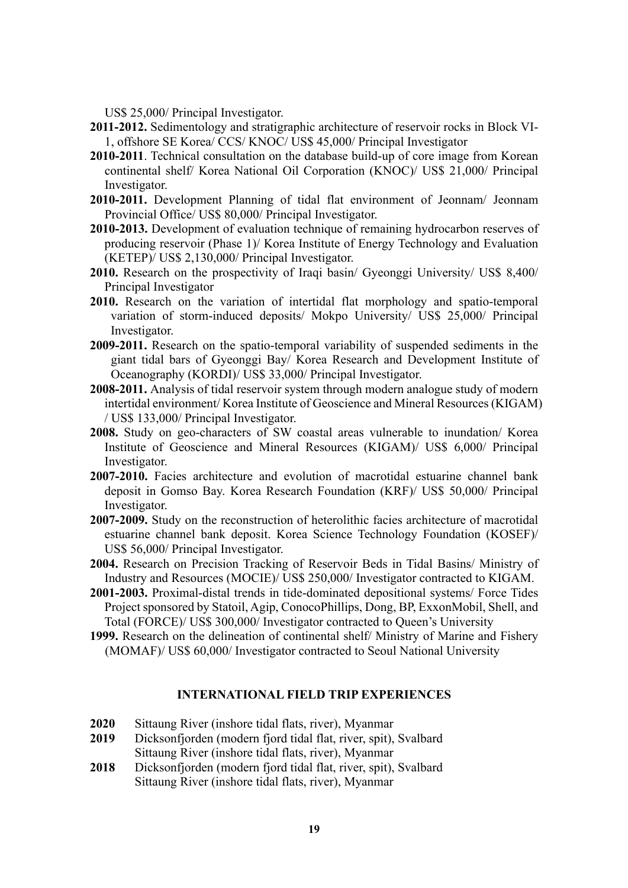US$ 25,000/ Principal Investigator.

**2011-2012.** Sedimentology and stratigraphic architecture of reservoir rocks in Block VI-1, offshore SE Korea/ CCS/ KNOC/ US$ 45,000/ Principal Investigator

**2010-2011**. Technical consultation on the database build-up of core image from Korean continental shelf/ Korea National Oil Corporation (KNOC)/ US$ 21,000/ Principal Investigator.

**2010-2011.** Development Planning of tidal flat environment of Jeonnam/ Jeonnam Provincial Office/ US$ 80,000/ Principal Investigator.

**2010-2013.** Development of evaluation technique of remaining hydrocarbon reserves of producing reservoir (Phase 1)/ Korea Institute of Energy Technology and Evaluation (KETEP)/ US$ 2,130,000/ Principal Investigator.

**2010.** Research on the prospectivity of Iraqi basin/ Gyeonggi University/ US$ 8,400/ Principal Investigator

**2010.** Research on the variation of intertidal flat morphology and spatio-temporal variation of storm-induced deposits/ Mokpo University/ US$ 25,000/ Principal Investigator.

**2009-2011.** Research on the spatio-temporal variability of suspended sediments in the giant tidal bars of Gyeonggi Bay/ Korea Research and Development Institute of Oceanography (KORDI)/ US$ 33,000/ Principal Investigator.

**2008-2011.** Analysis of tidal reservoir system through modern analogue study of modern intertidal environment/ Korea Institute of Geoscience and Mineral Resources (KIGAM) / US$ 133,000/ Principal Investigator.

**2008.** Study on geo-characters of SW coastal areas vulnerable to inundation/ Korea Institute of Geoscience and Mineral Resources (KIGAM)/ US$ 6,000/ Principal Investigator.

**2007-2010.** Facies architecture and evolution of macrotidal estuarine channel bank deposit in Gomso Bay. Korea Research Foundation (KRF)/ US$ 50,000/ Principal Investigator.

**2007-2009.** Study on the reconstruction of heterolithic facies architecture of macrotidal estuarine channel bank deposit. Korea Science Technology Foundation (KOSEF)/ US$ 56,000/ Principal Investigator.

**2004.** Research on Precision Tracking of Reservoir Beds in Tidal Basins/ Ministry of Industry and Resources (MOCIE)/ US$ 250,000/ Investigator contracted to KIGAM.

**2001-2003.** Proximal-distal trends in tide-dominated depositional systems/ Force Tides Project sponsored by Statoil, Agip, ConocoPhillips, Dong, BP, ExxonMobil, Shell, and Total (FORCE)/ US$ 300,000/ Investigator contracted to Queen's University

**1999.** Research on the delineation of continental shelf/ Ministry of Marine and Fishery (MOMAF)/ US$ 60,000/ Investigator contracted to Seoul National University

## INTERNATIONAL FIELD TRIP EXPERIENCES

**2020** Sittaung River (inshore tidal flats, river), Myanmar

**2019** Dicksonfjorden (modern fjord tidal flat, river, spit), Svalbard
Sittaung River (inshore tidal flats, river), Myanmar

**2018** Dicksonfjorden (modern fjord tidal flat, river, spit), Svalbard
Sittaung River (inshore tidal flats, river), Myanmar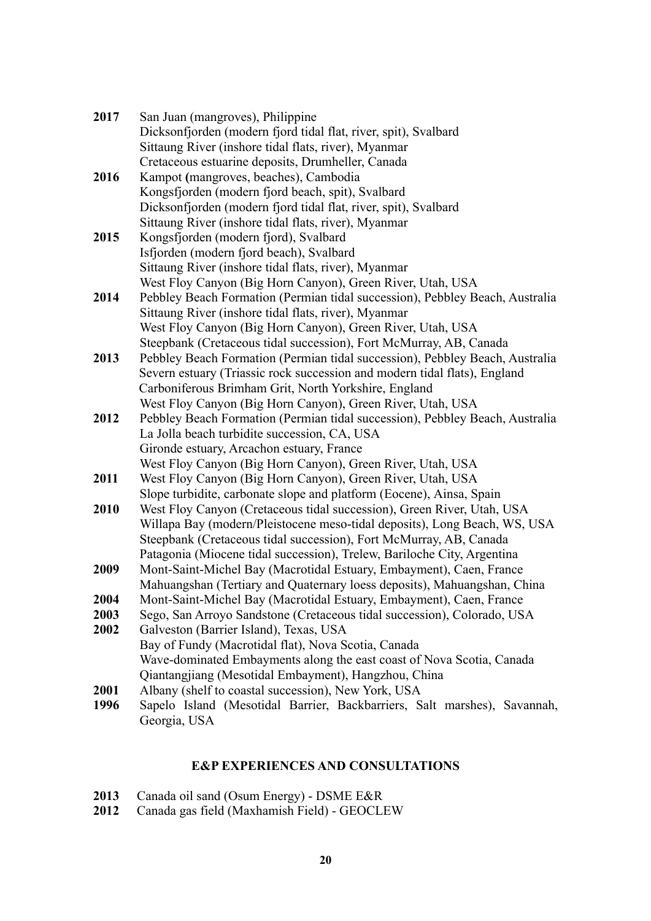**2017** San Juan (mangroves), Philippine
Dicksonfjorden (modern fjord tidal flat, river, spit), Svalbard
Sittaung River (inshore tidal flats, river), Myanmar
Cretaceous estuarine deposits, Drumheller, Canada

**2016** Kampot **(**mangroves, beaches), Cambodia
Kongsfjorden (modern fjord beach, spit), Svalbard
Dicksonfjorden (modern fjord tidal flat, river, spit), Svalbard
Sittaung River (inshore tidal flats, river), Myanmar

**2015** Kongsfjorden (modern fjord), Svalbard
Isfjorden (modern fjord beach), Svalbard
Sittaung River (inshore tidal flats, river), Myanmar
West Floy Canyon (Big Horn Canyon), Green River, Utah, USA

**2014** Pebbley Beach Formation (Permian tidal succession), Pebbley Beach, Australia
Sittaung River (inshore tidal flats, river), Myanmar
West Floy Canyon (Big Horn Canyon), Green River, Utah, USA
Steepbank (Cretaceous tidal succession), Fort McMurray, AB, Canada

**2013** Pebbley Beach Formation (Permian tidal succession), Pebbley Beach, Australia
Severn estuary (Triassic rock succession and modern tidal flats), England
Carboniferous Brimham Grit, North Yorkshire, England
West Floy Canyon (Big Horn Canyon), Green River, Utah, USA

**2012** Pebbley Beach Formation (Permian tidal succession), Pebbley Beach, Australia
La Jolla beach turbidite succession, CA, USA
Gironde estuary, Arcachon estuary, France
West Floy Canyon (Big Horn Canyon), Green River, Utah, USA

**2011** West Floy Canyon (Big Horn Canyon), Green River, Utah, USA
Slope turbidite, carbonate slope and platform (Eocene), Ainsa, Spain

**2010** West Floy Canyon (Cretaceous tidal succession), Green River, Utah, USA
Willapa Bay (modern/Pleistocene meso-tidal deposits), Long Beach, WS, USA
Steepbank (Cretaceous tidal succession), Fort McMurray, AB, Canada
Patagonia (Miocene tidal succession), Trelew, Bariloche City, Argentina

**2009** Mont-Saint-Michel Bay (Macrotidal Estuary, Embayment), Caen, France
Mahuangshan (Tertiary and Quaternary loess deposits), Mahuangshan, China

**2004** Mont-Saint-Michel Bay (Macrotidal Estuary, Embayment), Caen, France

**2003** Sego, San Arroyo Sandstone (Cretaceous tidal succession), Colorado, USA

**2002** Galveston (Barrier Island), Texas, USA
Bay of Fundy (Macrotidal flat), Nova Scotia, Canada
Wave-dominated Embayments along the east coast of Nova Scotia, Canada
Qiantangjiang (Mesotidal Embayment), Hangzhou, China

**2001** Albany (shelf to coastal succession), New York, USA

**1996** Sapelo Island (Mesotidal Barrier, Backbarriers, Salt marshes), Savannah, Georgia, USA

## E&P EXPERIENCES AND CONSULTATIONS

**2013** Canada oil sand (Osum Energy) - DSME E&R

**2012** Canada gas field (Maxhamish Field) - GEOCLEW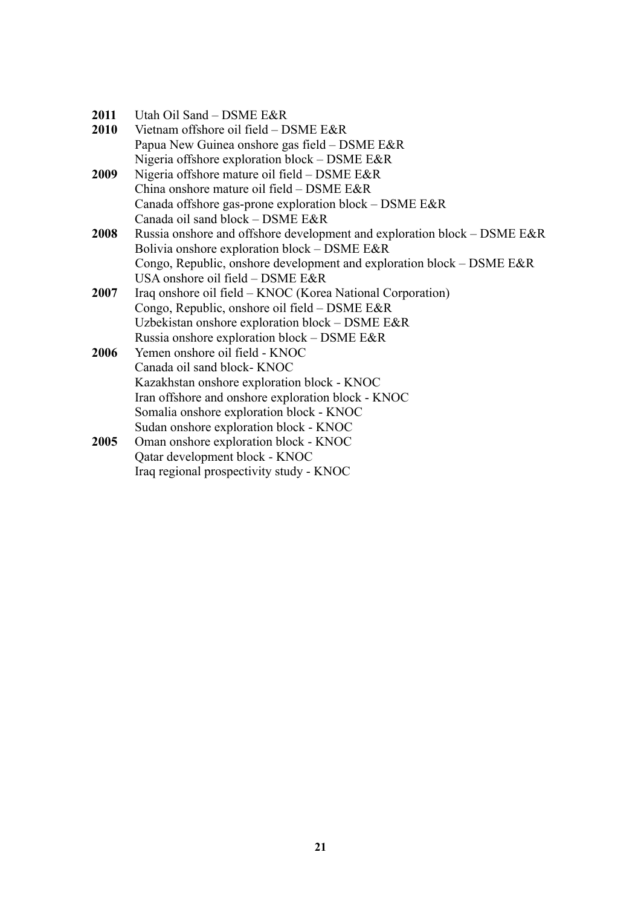**2011** Utah Oil Sand – DSME E&R

**2010** Vietnam offshore oil field – DSME E&R
Papua New Guinea onshore gas field – DSME E&R
Nigeria offshore exploration block – DSME E&R

**2009** Nigeria offshore mature oil field – DSME E&R
China onshore mature oil field – DSME E&R
Canada offshore gas-prone exploration block – DSME E&R
Canada oil sand block – DSME E&R

**2008** Russia onshore and offshore development and exploration block – DSME E&R
Bolivia onshore exploration block – DSME E&R
Congo, Republic, onshore development and exploration block – DSME E&R
USA onshore oil field – DSME E&R

**2007** Iraq onshore oil field – KNOC (Korea National Corporation)
Congo, Republic, onshore oil field – DSME E&R
Uzbekistan onshore exploration block – DSME E&R
Russia onshore exploration block – DSME E&R

**2006** Yemen onshore oil field - KNOC
Canada oil sand block- KNOC
Kazakhstan onshore exploration block - KNOC
Iran offshore and onshore exploration block - KNOC
Somalia onshore exploration block - KNOC
Sudan onshore exploration block - KNOC

**2005** Oman onshore exploration block - KNOC
Qatar development block - KNOC
Iraq regional prospectivity study - KNOC